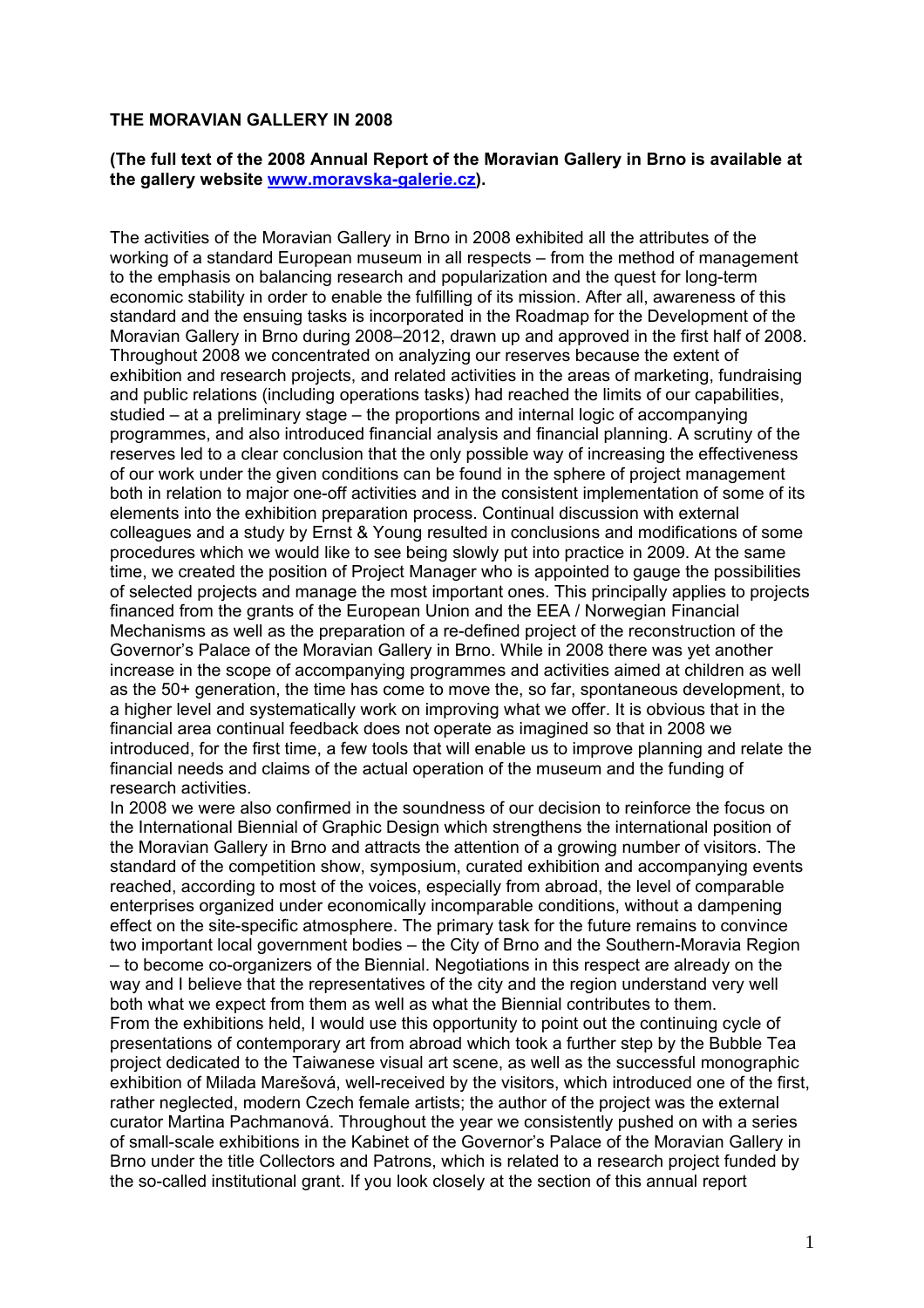**THE MORAVIAN GALLERY IN 2008**

**(The full text of the 2008 Annual Report of the Moravian Gallery in Brno is available at the gallery website [www.moravska-galerie.cz](http://www.moravska-galerie.cz)).**

The activities of the Moravian Gallery in Brno in 2008 exhibited all the attributes of the working of a standard European museum in all respects – from the method of management to the emphasis on balancing research and popularization and the quest for long-term economic stability in order to enable the fulfilling of its mission. After all, awareness of this standard and the ensuing tasks is incorporated in the Roadmap for the Development of the Moravian Gallery in Brno during 2008–2012, drawn up and approved in the first half of 2008. Throughout 2008 we concentrated on analyzing our reserves because the extent of exhibition and research projects, and related activities in the areas of marketing, fundraising and public relations (including operations tasks) had reached the limits of our capabilities, studied – at a preliminary stage – the proportions and internal logic of accompanying programmes, and also introduced financial analysis and financial planning. A scrutiny of the reserves led to a clear conclusion that the only possible way of increasing the effectiveness of our work under the given conditions can be found in the sphere of project management both in relation to major one-off activities and in the consistent implementation of some of its elements into the exhibition preparation process. Continual discussion with external colleagues and a study by Ernst & Young resulted in conclusions and modifications of some procedures which we would like to see being slowly put into practice in 2009. At the same time, we created the position of Project Manager who is appointed to gauge the possibilities of selected projects and manage the most important ones. This principally applies to projects financed from the grants of the European Union and the EEA / Norwegian Financial Mechanisms as well as the preparation of a re-defined project of the reconstruction of the Governor's Palace of the Moravian Gallery in Brno. While in 2008 there was yet another increase in the scope of accompanying programmes and activities aimed at children as well as the 50+ generation, the time has come to move the, so far, spontaneous development, to a higher level and systematically work on improving what we offer. It is obvious that in the financial area continual feedback does not operate as imagined so that in 2008 we introduced, for the first time, a few tools that will enable us to improve planning and relate the financial needs and claims of the actual operation of the museum and the funding of research activities.

In 2008 we were also confirmed in the soundness of our decision to reinforce the focus on the International Biennial of Graphic Design which strengthens the international position of the Moravian Gallery in Brno and attracts the attention of a growing number of visitors. The standard of the competition show, symposium, curated exhibition and accompanying events reached, according to most of the voices, especially from abroad, the level of comparable enterprises organized under economically incomparable conditions, without a dampening effect on the site-specific atmosphere. The primary task for the future remains to convince two important local government bodies – the City of Brno and the Southern-Moravia Region – to become co-organizers of the Biennial. Negotiations in this respect are already on the way and I believe that the representatives of the city and the region understand very well both what we expect from them as well as what the Biennial contributes to them.

From the exhibitions held, I would use this opportunity to point out the continuing cycle of presentations of contemporary art from abroad which took a further step by the Bubble Tea project dedicated to the Taiwanese visual art scene, as well as the successful monographic exhibition of Milada Marešová, well-received by the visitors, which introduced one of the first, rather neglected, modern Czech female artists; the author of the project was the external curator Martina Pachmanová. Throughout the year we consistently pushed on with a series of small-scale exhibitions in the Kabinet of the Governor's Palace of the Moravian Gallery in Brno under the title Collectors and Patrons, which is related to a research project funded by the so-called institutional grant. If you look closely at the section of this annual report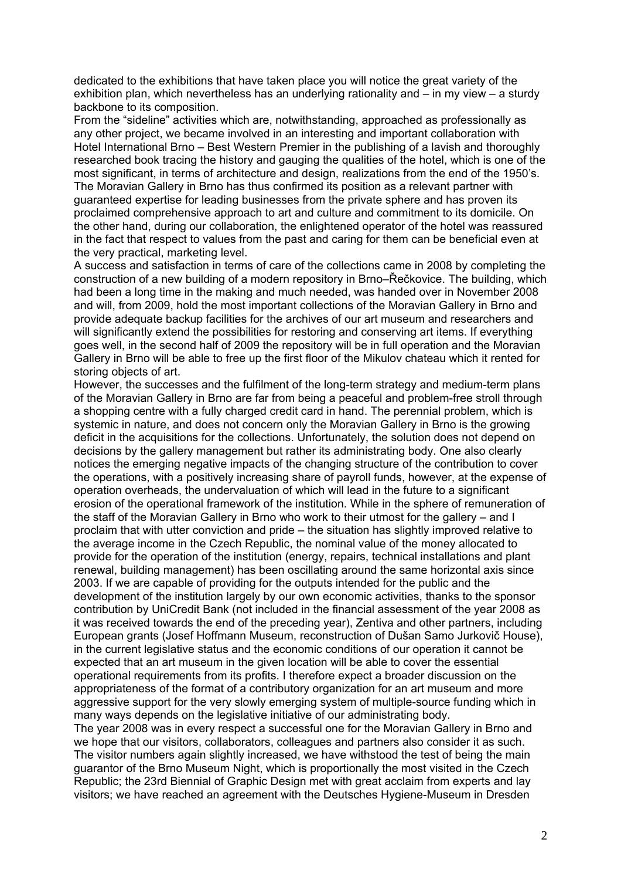dedicated to the exhibitions that have taken place you will notice the great variety of the exhibition plan, which nevertheless has an underlying rationality and – in my view – a sturdy backbone to its composition.

From the "sideline" activities which are, notwithstanding, approached as professionally as any other project, we became involved in an interesting and important collaboration with Hotel International Brno – Best Western Premier in the publishing of a lavish and thoroughly researched book tracing the history and gauging the qualities of the hotel, which is one of the most significant, in terms of architecture and design, realizations from the end of the 1950's. The Moravian Gallery in Brno has thus confirmed its position as a relevant partner with guaranteed expertise for leading businesses from the private sphere and has proven its proclaimed comprehensive approach to art and culture and commitment to its domicile. On the other hand, during our collaboration, the enlightened operator of the hotel was reassured in the fact that respect to values from the past and caring for them can be beneficial even at the very practical, marketing level.

A success and satisfaction in terms of care of the collections came in 2008 by completing the construction of a new building of a modern repository in Brno–Řečkovice. The building, which had been a long time in the making and much needed, was handed over in November 2008 and will, from 2009, hold the most important collections of the Moravian Gallery in Brno and provide adequate backup facilities for the archives of our art museum and researchers and will significantly extend the possibilities for restoring and conserving art items. If everything goes well, in the second half of 2009 the repository will be in full operation and the Moravian Gallery in Brno will be able to free up the first floor of the Mikulov chateau which it rented for storing objects of art.

However, the successes and the fulfilment of the long-term strategy and medium-term plans of the Moravian Gallery in Brno are far from being a peaceful and problem-free stroll through a shopping centre with a fully charged credit card in hand. The perennial problem, which is systemic in nature, and does not concern only the Moravian Gallery in Brno is the growing deficit in the acquisitions for the collections. Unfortunately, the solution does not depend on decisions by the gallery management but rather its administrating body. One also clearly notices the emerging negative impacts of the changing structure of the contribution to cover the operations, with a positively increasing share of payroll funds, however, at the expense of operation overheads, the undervaluation of which will lead in the future to a significant erosion of the operational framework of the institution. While in the sphere of remuneration of the staff of the Moravian Gallery in Brno who work to their utmost for the gallery – and I proclaim that with utter conviction and pride – the situation has slightly improved relative to the average income in the Czech Republic, the nominal value of the money allocated to provide for the operation of the institution (energy, repairs, technical installations and plant renewal, building management) has been oscillating around the same horizontal axis since 2003. If we are capable of providing for the outputs intended for the public and the development of the institution largely by our own economic activities, thanks to the sponsor contribution by UniCredit Bank (not included in the financial assessment of the year 2008 as it was received towards the end of the preceding year), Zentiva and other partners, including European grants (Josef Hoffmann Museum, reconstruction of Dušan Samo Jurkovič House), in the current legislative status and the economic conditions of our operation it cannot be expected that an art museum in the given location will be able to cover the essential operational requirements from its profits. I therefore expect a broader discussion on the appropriateness of the format of a contributory organization for an art museum and more aggressive support for the very slowly emerging system of multiple-source funding which in many ways depends on the legislative initiative of our administrating body.

The year 2008 was in every respect a successful one for the Moravian Gallery in Brno and we hope that our visitors, collaborators, colleagues and partners also consider it as such. The visitor numbers again slightly increased, we have withstood the test of being the main guarantor of the Brno Museum Night, which is proportionally the most visited in the Czech Republic; the 23rd Biennial of Graphic Design met with great acclaim from experts and lay visitors; we have reached an agreement with the Deutsches Hygiene-Museum in Dresden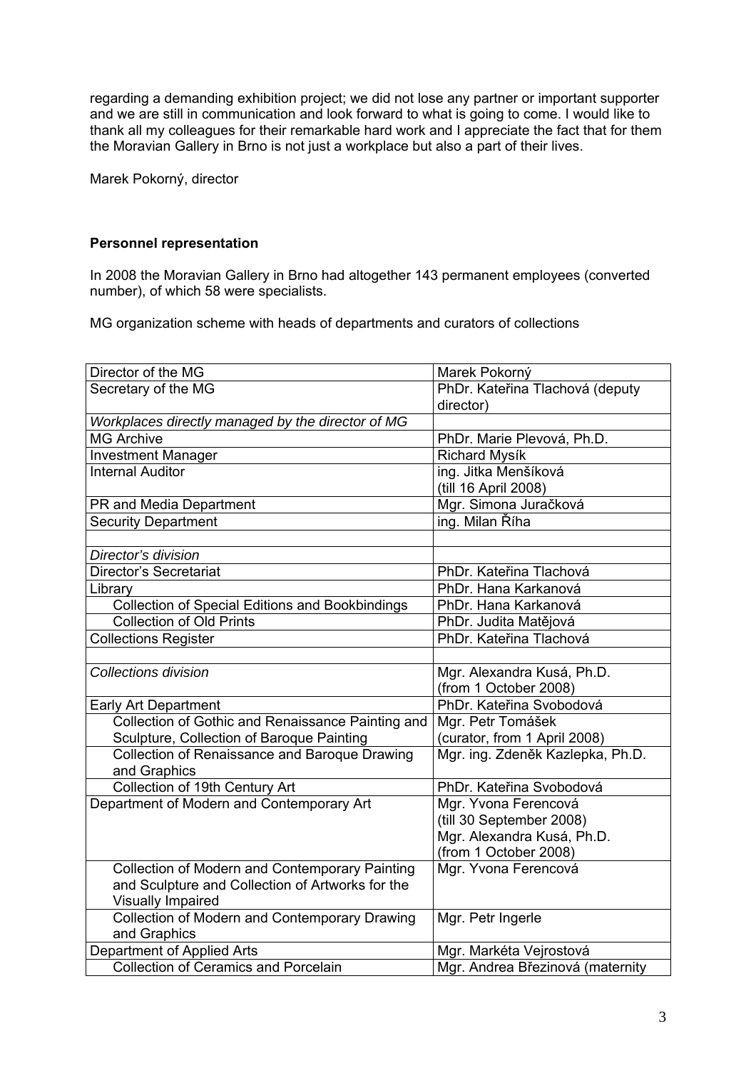regarding a demanding exhibition project; we did not lose any partner or important supporter and we are still in communication and look forward to what is going to come. I would like to thank all my colleagues for their remarkable hard work and I appreciate the fact that for them the Moravian Gallery in Brno is not just a workplace but also a part of their lives.

Marek Pokorný, director

**Personnel representation**

In 2008 the Moravian Gallery in Brno had altogether 143 permanent employees (converted number), of which 58 were specialists.

MG organization scheme with heads of departments and curators of collections

| Director of the MG | Marek Pokorný |
|---|---|
| Secretary of the MG | PhDr. Kateřina Tlachová (deputy director) |
| *Workplaces directly managed by the director of MG* | |
| MG Archive | PhDr. Marie Plevová, Ph.D. |
| Investment Manager | Richard Mysík |
| Internal Auditor | ing. Jitka Menšíková (till 16 April 2008) |
| PR and Media Department | Mgr. Simona Juračková |
| Security Department | ing. Milan Říha |
| | |
| *Director's division* | |
| Director's Secretariat | PhDr. Kateřina Tlachová |
| Library | PhDr. Hana Karkanová |
| Collection of Special Editions and Bookbindings | PhDr. Hana Karkanová |
| Collection of Old Prints | PhDr. Judita Matějová |
| Collections Register | PhDr. Kateřina Tlachová |
| | |
| *Collections division* | Mgr. Alexandra Kusá, Ph.D. (from 1 October 2008) |
| Early Art Department | PhDr. Kateřina Svobodová |
| Collection of Gothic and Renaissance Painting and Sculpture, Collection of Baroque Painting | Mgr. Petr Tomášek (curator, from 1 April 2008) |
| Collection of Renaissance and Baroque Drawing and Graphics | Mgr. ing. Zdeněk Kazlepka, Ph.D. |
| Collection of 19th Century Art | PhDr. Kateřina Svobodová |
| Department of Modern and Contemporary Art | Mgr. Yvona Ferencová (till 30 September 2008) Mgr. Alexandra Kusá, Ph.D. (from 1 October 2008) |
| Collection of Modern and Contemporary Painting and Sculpture and Collection of Artworks for the Visually Impaired | Mgr. Yvona Ferencová |
| Collection of Modern and Contemporary Drawing and Graphics | Mgr. Petr Ingerle |
| Department of Applied Arts | Mgr. Markéta Vejrostová |
| Collection of Ceramics and Porcelain | Mgr. Andrea Březinová (maternity |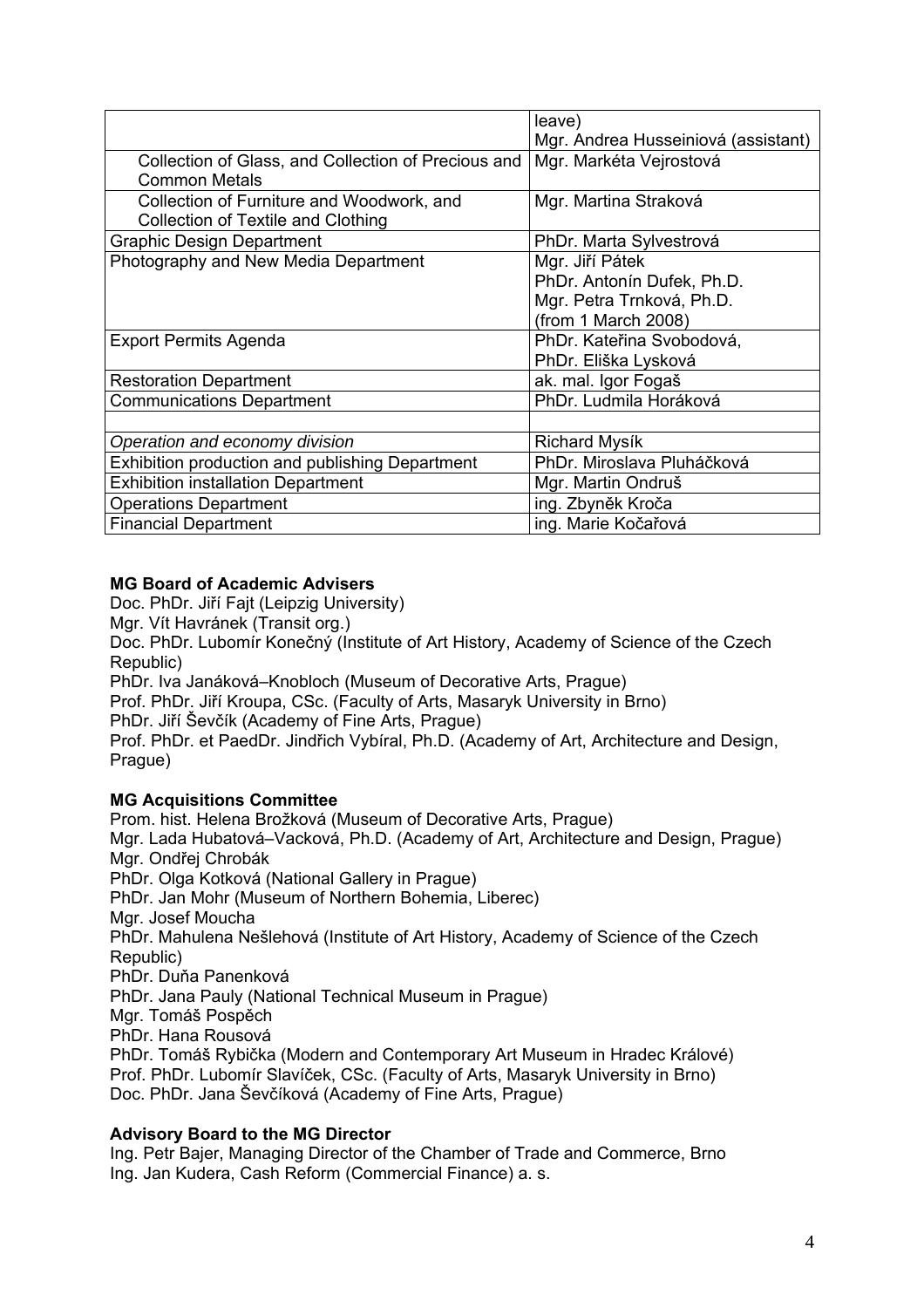|  |  |
|---|---|
|  | leave)<br>Mgr. Andrea Husseiniová (assistant) |
| Collection of Glass, and Collection of Precious and Common Metals | Mgr. Markéta Vejrostová |
| Collection of Furniture and Woodwork, and Collection of Textile and Clothing | Mgr. Martina Straková |
| Graphic Design Department | PhDr. Marta Sylvestrová |
| Photography and New Media Department | Mgr. Jiří Pátek<br>PhDr. Antonín Dufek, Ph.D.<br>Mgr. Petra Trnková, Ph.D.<br>(from 1 March 2008) |
| Export Permits Agenda | PhDr. Kateřina Svobodová,<br>PhDr. Eliška Lysková |
| Restoration Department | ak. mal. Igor Fogaš |
| Communications Department | PhDr. Ludmila Horáková |
|  |  |
| *Operation and economy division* | Richard Mysík |
| Exhibition production and publishing Department | PhDr. Miroslava Pluháčková |
| Exhibition installation Department | Mgr. Martin Ondruš |
| Operations Department | ing. Zbyněk Kroča |
| Financial Department | ing. Marie Kočařová |

**MG Board of Academic Advisers**

Doc. PhDr. Jiří Fajt (Leipzig University)
Mgr. Vít Havránek (Transit org.)
Doc. PhDr. Lubomír Konečný (Institute of Art History, Academy of Science of the Czech Republic)
PhDr. Iva Janáková–Knobloch (Museum of Decorative Arts, Prague)
Prof. PhDr. Jiří Kroupa, CSc. (Faculty of Arts, Masaryk University in Brno)
PhDr. Jiří Ševčík (Academy of Fine Arts, Prague)
Prof. PhDr. et PaedDr. Jindřich Vybíral, Ph.D. (Academy of Art, Architecture and Design, Prague)

**MG Acquisitions Committee**

Prom. hist. Helena Brožková (Museum of Decorative Arts, Prague)
Mgr. Lada Hubatová–Vacková, Ph.D. (Academy of Art, Architecture and Design, Prague)
Mgr. Ondřej Chrobák
PhDr. Olga Kotková (National Gallery in Prague)
PhDr. Jan Mohr (Museum of Northern Bohemia, Liberec)
Mgr. Josef Moucha
PhDr. Mahulena Nešlehová (Institute of Art History, Academy of Science of the Czech Republic)
PhDr. Duňa Panenková
PhDr. Jana Pauly (National Technical Museum in Prague)
Mgr. Tomáš Pospěch
PhDr. Hana Rousová
PhDr. Tomáš Rybička (Modern and Contemporary Art Museum in Hradec Králové)
Prof. PhDr. Lubomír Slavíček, CSc. (Faculty of Arts, Masaryk University in Brno)
Doc. PhDr. Jana Ševčíková (Academy of Fine Arts, Prague)

**Advisory Board to the MG Director**

Ing. Petr Bajer, Managing Director of the Chamber of Trade and Commerce, Brno
Ing. Jan Kudera, Cash Reform (Commercial Finance) a. s.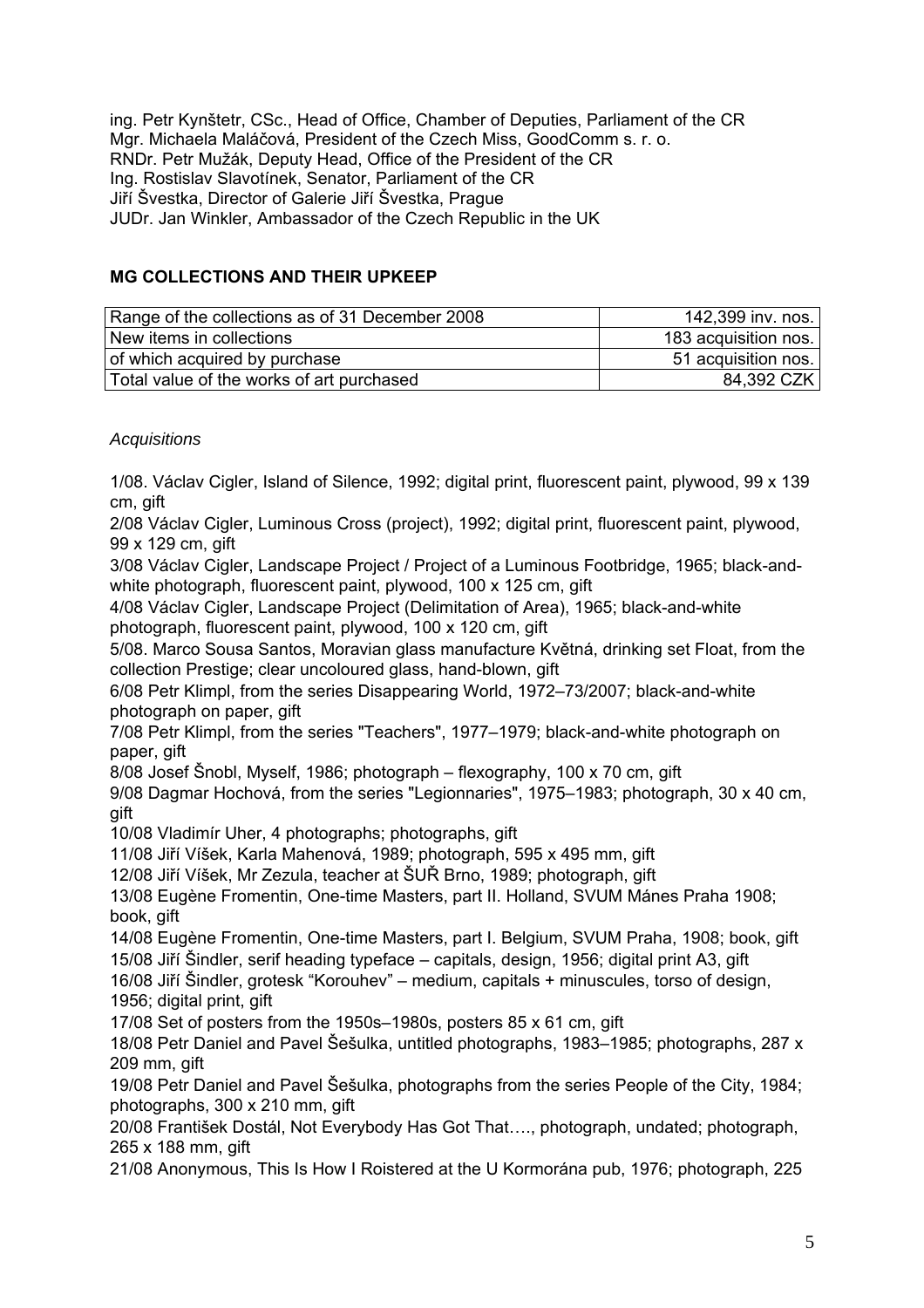ing. Petr Kynštetr, CSc., Head of Office, Chamber of Deputies, Parliament of the CR
Mgr. Michaela Maláčová, President of the Czech Miss, GoodComm s. r. o.
RNDr. Petr Mužák, Deputy Head, Office of the President of the CR
Ing. Rostislav Slavotínek, Senator, Parliament of the CR
Jiří Švestka, Director of Galerie Jiří Švestka, Prague
JUDr. Jan Winkler, Ambassador of the Czech Republic in the UK

## MG COLLECTIONS AND THEIR UPKEEP

| | |
|---|---|
| Range of the collections as of 31 December 2008 | 142,399 inv. nos. |
| New items in collections | 183 acquisition nos. |
| of which acquired by purchase | 51 acquisition nos. |
| Total value of the works of art purchased | 84,392 CZK |

*Acquisitions*

1/08. Václav Cigler, Island of Silence, 1992; digital print, fluorescent paint, plywood, 99 x 139 cm, gift
2/08 Václav Cigler, Luminous Cross (project), 1992; digital print, fluorescent paint, plywood, 99 x 129 cm, gift
3/08 Václav Cigler, Landscape Project / Project of a Luminous Footbridge, 1965; black-and-white photograph, fluorescent paint, plywood, 100 x 125 cm, gift
4/08 Václav Cigler, Landscape Project (Delimitation of Area), 1965; black-and-white photograph, fluorescent paint, plywood, 100 x 120 cm, gift
5/08. Marco Sousa Santos, Moravian glass manufacture Květná, drinking set Float, from the collection Prestige; clear uncoloured glass, hand-blown, gift
6/08 Petr Klimpl, from the series Disappearing World, 1972–73/2007; black-and-white photograph on paper, gift
7/08 Petr Klimpl, from the series "Teachers", 1977–1979; black-and-white photograph on paper, gift
8/08 Josef Šnobl, Myself, 1986; photograph – flexography, 100 x 70 cm, gift
9/08 Dagmar Hochová, from the series "Legionnaries", 1975–1983; photograph, 30 x 40 cm, gift
10/08 Vladimír Uher, 4 photographs; photographs, gift
11/08 Jiří Víšek, Karla Mahenová, 1989; photograph, 595 x 495 mm, gift
12/08 Jiří Víšek, Mr Zezula, teacher at ŠUŘ Brno, 1989; photograph, gift
13/08 Eugène Fromentin, One-time Masters, part II. Holland, SVUM Mánes Praha 1908; book, gift
14/08 Eugène Fromentin, One-time Masters, part I. Belgium, SVUM Praha, 1908; book, gift
15/08 Jiří Šindler, serif heading typeface – capitals, design, 1956; digital print A3, gift
16/08 Jiří Šindler, grotesk "Korouhev" – medium, capitals + minuscules, torso of design, 1956; digital print, gift
17/08 Set of posters from the 1950s–1980s, posters 85 x 61 cm, gift
18/08 Petr Daniel and Pavel Šešulka, untitled photographs, 1983–1985; photographs, 287 x 209 mm, gift
19/08 Petr Daniel and Pavel Šešulka, photographs from the series People of the City, 1984; photographs, 300 x 210 mm, gift
20/08 František Dostál, Not Everybody Has Got That…., photograph, undated; photograph, 265 x 188 mm, gift
21/08 Anonymous, This Is How I Roistered at the U Kormorána pub, 1976; photograph, 225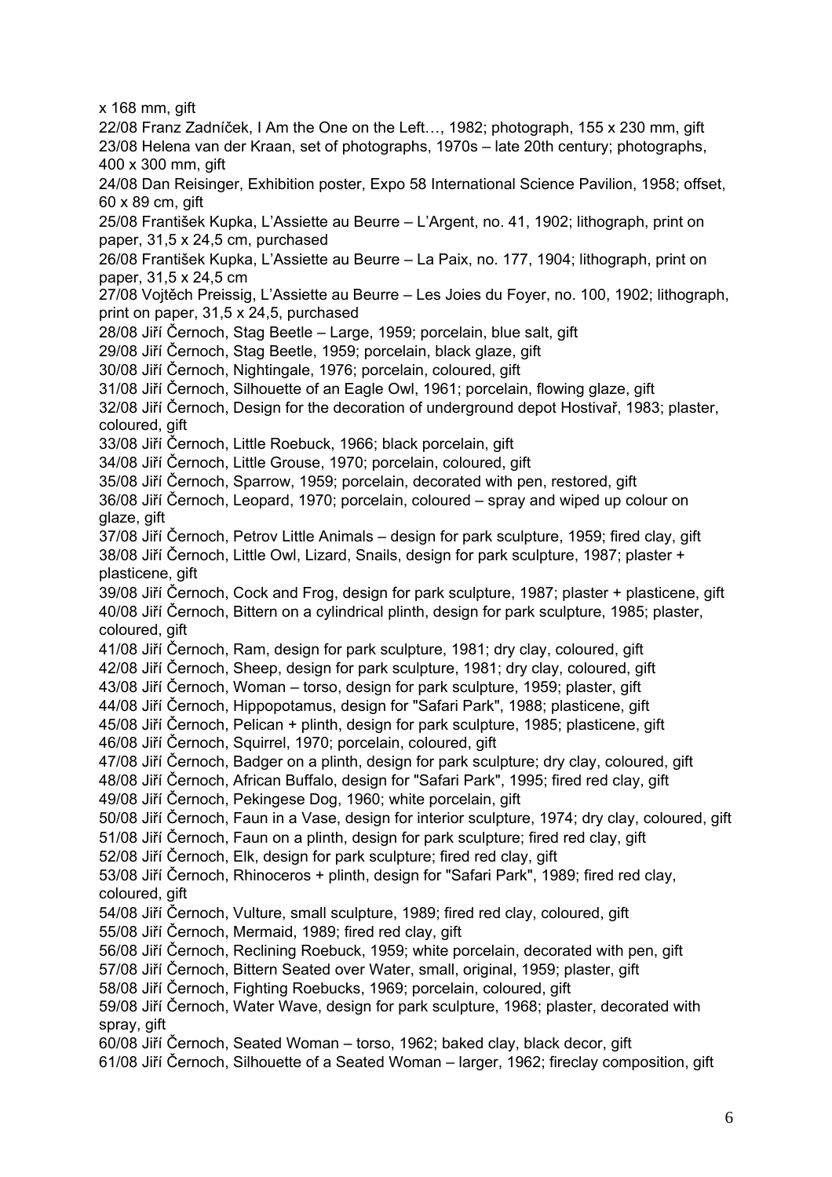x 168 mm, gift

22/08 Franz Zadníček, I Am the One on the Left…, 1982; photograph, 155 x 230 mm, gift

23/08 Helena van der Kraan, set of photographs, 1970s – late 20th century; photographs, 400 x 300 mm, gift

24/08 Dan Reisinger, Exhibition poster, Expo 58 International Science Pavilion, 1958; offset, 60 x 89 cm, gift

25/08 František Kupka, L'Assiette au Beurre – L'Argent, no. 41, 1902; lithograph, print on paper, 31,5 x 24,5 cm, purchased

26/08 František Kupka, L'Assiette au Beurre – La Paix, no. 177, 1904; lithograph, print on paper, 31,5 x 24,5 cm

27/08 Vojtěch Preissig, L'Assiette au Beurre – Les Joies du Foyer, no. 100, 1902; lithograph, print on paper, 31,5 x 24,5, purchased

28/08 Jiří Černoch, Stag Beetle – Large, 1959; porcelain, blue salt, gift

29/08 Jiří Černoch, Stag Beetle, 1959; porcelain, black glaze, gift

30/08 Jiří Černoch, Nightingale, 1976; porcelain, coloured, gift

31/08 Jiří Černoch, Silhouette of an Eagle Owl, 1961; porcelain, flowing glaze, gift

32/08 Jiří Černoch, Design for the decoration of underground depot Hostivař, 1983; plaster, coloured, gift

33/08 Jiří Černoch, Little Roebuck, 1966; black porcelain, gift

34/08 Jiří Černoch, Little Grouse, 1970; porcelain, coloured, gift

35/08 Jiří Černoch, Sparrow, 1959; porcelain, decorated with pen, restored, gift

36/08 Jiří Černoch, Leopard, 1970; porcelain, coloured – spray and wiped up colour on glaze, gift

37/08 Jiří Černoch, Petrov Little Animals – design for park sculpture, 1959; fired clay, gift

38/08 Jiří Černoch, Little Owl, Lizard, Snails, design for park sculpture, 1987; plaster + plasticene, gift

39/08 Jiří Černoch, Cock and Frog, design for park sculpture, 1987; plaster + plasticene, gift

40/08 Jiří Černoch, Bittern on a cylindrical plinth, design for park sculpture, 1985; plaster, coloured, gift

41/08 Jiří Černoch, Ram, design for park sculpture, 1981; dry clay, coloured, gift

42/08 Jiří Černoch, Sheep, design for park sculpture, 1981; dry clay, coloured, gift

43/08 Jiří Černoch, Woman – torso, design for park sculpture, 1959; plaster, gift

44/08 Jiří Černoch, Hippopotamus, design for "Safari Park", 1988; plasticene, gift

45/08 Jiří Černoch, Pelican + plinth, design for park sculpture, 1985; plasticene, gift

46/08 Jiří Černoch, Squirrel, 1970; porcelain, coloured, gift

47/08 Jiří Černoch, Badger on a plinth, design for park sculpture; dry clay, coloured, gift

48/08 Jiří Černoch, African Buffalo, design for "Safari Park", 1995; fired red clay, gift

49/08 Jiří Černoch, Pekingese Dog, 1960; white porcelain, gift

50/08 Jiří Černoch, Faun in a Vase, design for interior sculpture, 1974; dry clay, coloured, gift

51/08 Jiří Černoch, Faun on a plinth, design for park sculpture; fired red clay, gift

52/08 Jiří Černoch, Elk, design for park sculpture; fired red clay, gift

53/08 Jiří Černoch, Rhinoceros + plinth, design for "Safari Park", 1989; fired red clay, coloured, gift

54/08 Jiří Černoch, Vulture, small sculpture, 1989; fired red clay, coloured, gift

55/08 Jiří Černoch, Mermaid, 1989; fired red clay, gift

56/08 Jiří Černoch, Reclining Roebuck, 1959; white porcelain, decorated with pen, gift

57/08 Jiří Černoch, Bittern Seated over Water, small, original, 1959; plaster, gift

58/08 Jiří Černoch, Fighting Roebucks, 1969; porcelain, coloured, gift

59/08 Jiří Černoch, Water Wave, design for park sculpture, 1968; plaster, decorated with spray, gift

60/08 Jiří Černoch, Seated Woman – torso, 1962; baked clay, black decor, gift

61/08 Jiří Černoch, Silhouette of a Seated Woman – larger, 1962; fireclay composition, gift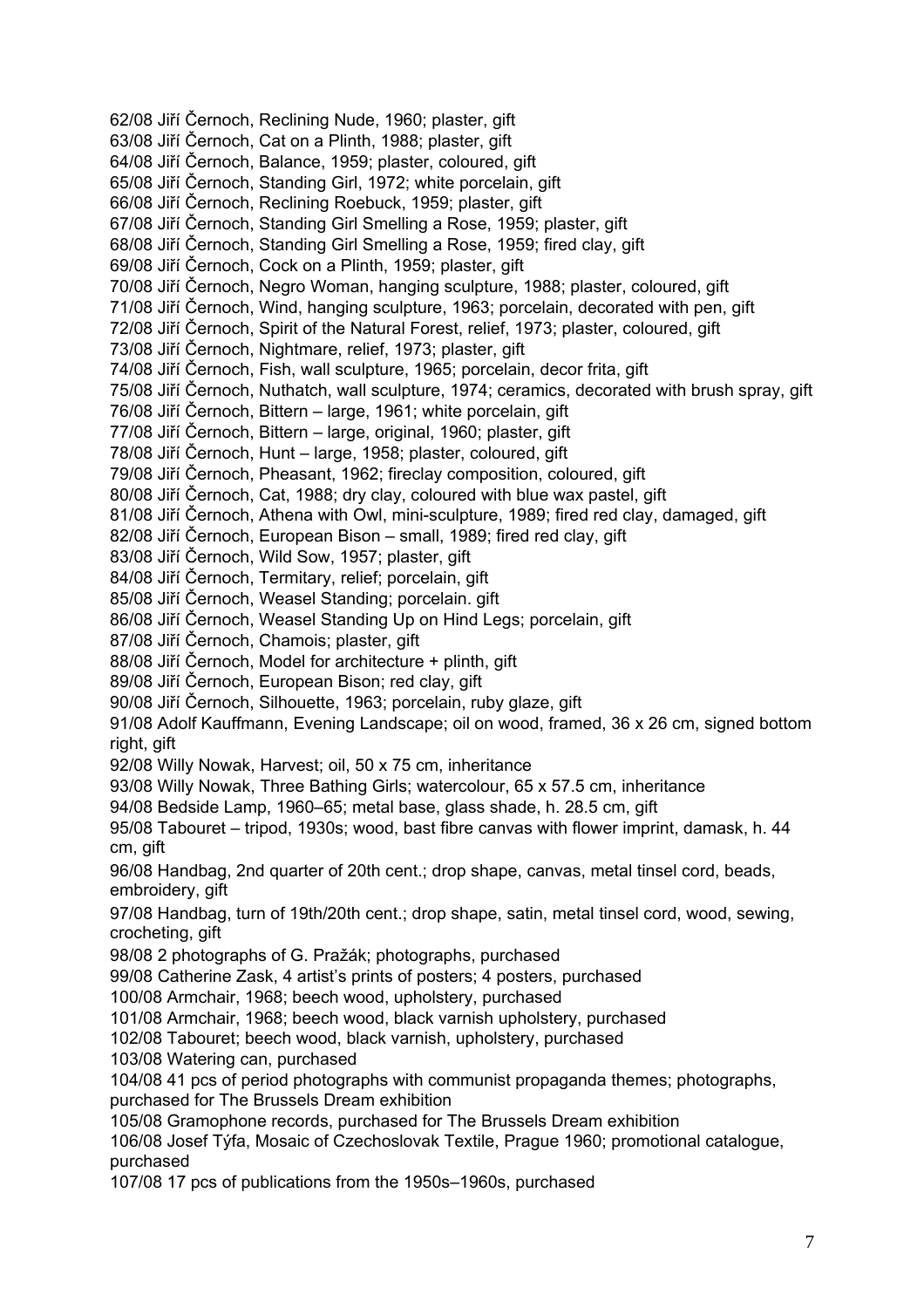62/08 Jiří Černoch, Reclining Nude, 1960; plaster, gift
63/08 Jiří Černoch, Cat on a Plinth, 1988; plaster, gift
64/08 Jiří Černoch, Balance, 1959; plaster, coloured, gift
65/08 Jiří Černoch, Standing Girl, 1972; white porcelain, gift
66/08 Jiří Černoch, Reclining Roebuck, 1959; plaster, gift
67/08 Jiří Černoch, Standing Girl Smelling a Rose, 1959; plaster, gift
68/08 Jiří Černoch, Standing Girl Smelling a Rose, 1959; fired clay, gift
69/08 Jiří Černoch, Cock on a Plinth, 1959; plaster, gift
70/08 Jiří Černoch, Negro Woman, hanging sculpture, 1988; plaster, coloured, gift
71/08 Jiří Černoch, Wind, hanging sculpture, 1963; porcelain, decorated with pen, gift
72/08 Jiří Černoch, Spirit of the Natural Forest, relief, 1973; plaster, coloured, gift
73/08 Jiří Černoch, Nightmare, relief, 1973; plaster, gift
74/08 Jiří Černoch, Fish, wall sculpture, 1965; porcelain, decor frita, gift
75/08 Jiří Černoch, Nuthatch, wall sculpture, 1974; ceramics, decorated with brush spray, gift
76/08 Jiří Černoch, Bittern – large, 1961; white porcelain, gift
77/08 Jiří Černoch, Bittern – large, original, 1960; plaster, gift
78/08 Jiří Černoch, Hunt – large, 1958; plaster, coloured, gift
79/08 Jiří Černoch, Pheasant, 1962; fireclay composition, coloured, gift
80/08 Jiří Černoch, Cat, 1988; dry clay, coloured with blue wax pastel, gift
81/08 Jiří Černoch, Athena with Owl, mini-sculpture, 1989; fired red clay, damaged, gift
82/08 Jiří Černoch, European Bison – small, 1989; fired red clay, gift
83/08 Jiří Černoch, Wild Sow, 1957; plaster, gift
84/08 Jiří Černoch, Termitary, relief; porcelain, gift
85/08 Jiří Černoch, Weasel Standing; porcelain. gift
86/08 Jiří Černoch, Weasel Standing Up on Hind Legs; porcelain, gift
87/08 Jiří Černoch, Chamois; plaster, gift
88/08 Jiří Černoch, Model for architecture + plinth, gift
89/08 Jiří Černoch, European Bison; red clay, gift
90/08 Jiří Černoch, Silhouette, 1963; porcelain, ruby glaze, gift
91/08 Adolf Kauffmann, Evening Landscape; oil on wood, framed, 36 x 26 cm, signed bottom right, gift
92/08 Willy Nowak, Harvest; oil, 50 x 75 cm, inheritance
93/08 Willy Nowak, Three Bathing Girls; watercolour, 65 x 57.5 cm, inheritance
94/08 Bedside Lamp, 1960–65; metal base, glass shade, h. 28.5 cm, gift
95/08 Tabouret – tripod, 1930s; wood, bast fibre canvas with flower imprint, damask, h. 44 cm, gift
96/08 Handbag, 2nd quarter of 20th cent.; drop shape, canvas, metal tinsel cord, beads, embroidery, gift
97/08 Handbag, turn of 19th/20th cent.; drop shape, satin, metal tinsel cord, wood, sewing, crocheting, gift
98/08 2 photographs of G. Pražák; photographs, purchased
99/08 Catherine Zask, 4 artist's prints of posters; 4 posters, purchased
100/08 Armchair, 1968; beech wood, upholstery, purchased
101/08 Armchair, 1968; beech wood, black varnish upholstery, purchased
102/08 Tabouret; beech wood, black varnish, upholstery, purchased
103/08 Watering can, purchased
104/08 41 pcs of period photographs with communist propaganda themes; photographs, purchased for The Brussels Dream exhibition
105/08 Gramophone records, purchased for The Brussels Dream exhibition
106/08 Josef Týfa, Mosaic of Czechoslovak Textile, Prague 1960; promotional catalogue, purchased
107/08 17 pcs of publications from the 1950s–1960s, purchased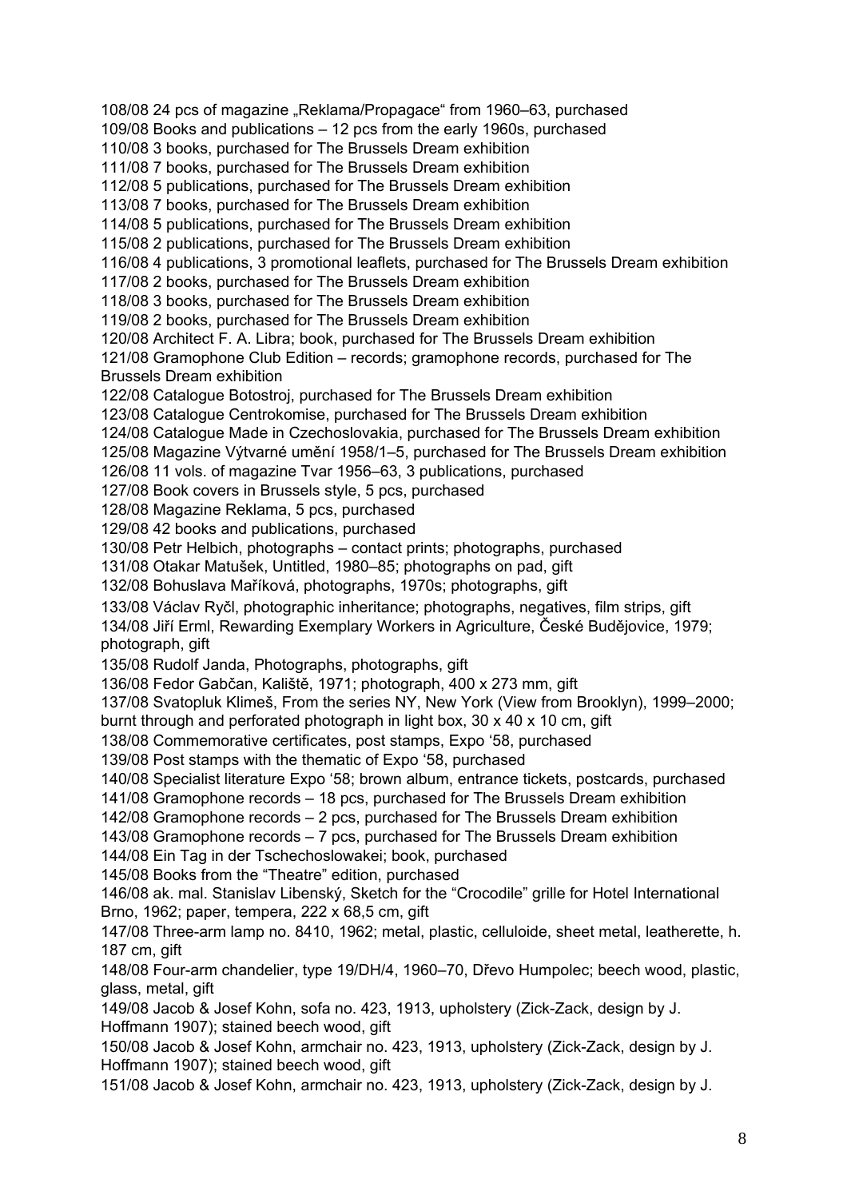108/08 24 pcs of magazine „Reklama/Propagace“ from 1960–63, purchased
109/08 Books and publications – 12 pcs from the early 1960s, purchased
110/08 3 books, purchased for The Brussels Dream exhibition
111/08 7 books, purchased for The Brussels Dream exhibition
112/08 5 publications, purchased for The Brussels Dream exhibition
113/08 7 books, purchased for The Brussels Dream exhibition
114/08 5 publications, purchased for The Brussels Dream exhibition
115/08 2 publications, purchased for The Brussels Dream exhibition
116/08 4 publications, 3 promotional leaflets, purchased for The Brussels Dream exhibition
117/08 2 books, purchased for The Brussels Dream exhibition
118/08 3 books, purchased for The Brussels Dream exhibition
119/08 2 books, purchased for The Brussels Dream exhibition
120/08 Architect F. A. Libra; book, purchased for The Brussels Dream exhibition
121/08 Gramophone Club Edition – records; gramophone records, purchased for The Brussels Dream exhibition
122/08 Catalogue Botostroj, purchased for The Brussels Dream exhibition
123/08 Catalogue Centrokomise, purchased for The Brussels Dream exhibition
124/08 Catalogue Made in Czechoslovakia, purchased for The Brussels Dream exhibition
125/08 Magazine Výtvarné umění 1958/1–5, purchased for The Brussels Dream exhibition
126/08 11 vols. of magazine Tvar 1956–63, 3 publications, purchased
127/08 Book covers in Brussels style, 5 pcs, purchased
128/08 Magazine Reklama, 5 pcs, purchased
129/08 42 books and publications, purchased
130/08 Petr Helbich, photographs – contact prints; photographs, purchased
131/08 Otakar Matušek, Untitled, 1980–85; photographs on pad, gift
132/08 Bohuslava Maříková, photographs, 1970s; photographs, gift
133/08 Václav Ryčl, photographic inheritance; photographs, negatives, film strips, gift
134/08 Jiří Erml, Rewarding Exemplary Workers in Agriculture, České Budějovice, 1979; photograph, gift
135/08 Rudolf Janda, Photographs, photographs, gift
136/08 Fedor Gabčan, Kaliště, 1971; photograph, 400 x 273 mm, gift
137/08 Svatopluk Klimeš, From the series NY, New York (View from Brooklyn), 1999–2000; burnt through and perforated photograph in light box, 30 x 40 x 10 cm, gift
138/08 Commemorative certificates, post stamps, Expo ‘58, purchased
139/08 Post stamps with the thematic of Expo ‘58, purchased
140/08 Specialist literature Expo ‘58; brown album, entrance tickets, postcards, purchased
141/08 Gramophone records – 18 pcs, purchased for The Brussels Dream exhibition
142/08 Gramophone records – 2 pcs, purchased for The Brussels Dream exhibition
143/08 Gramophone records – 7 pcs, purchased for The Brussels Dream exhibition
144/08 Ein Tag in der Tschechoslowakei; book, purchased
145/08 Books from the “Theatre” edition, purchased
146/08 ak. mal. Stanislav Libenský, Sketch for the “Crocodile” grille for Hotel International Brno, 1962; paper, tempera, 222 x 68,5 cm, gift
147/08 Three-arm lamp no. 8410, 1962; metal, plastic, celluloide, sheet metal, leatherette, h. 187 cm, gift
148/08 Four-arm chandelier, type 19/DH/4, 1960–70, Dřevo Humpolec; beech wood, plastic, glass, metal, gift
149/08 Jacob & Josef Kohn, sofa no. 423, 1913, upholstery (Zick-Zack, design by J. Hoffmann 1907); stained beech wood, gift
150/08 Jacob & Josef Kohn, armchair no. 423, 1913, upholstery (Zick-Zack, design by J. Hoffmann 1907); stained beech wood, gift
151/08 Jacob & Josef Kohn, armchair no. 423, 1913, upholstery (Zick-Zack, design by J.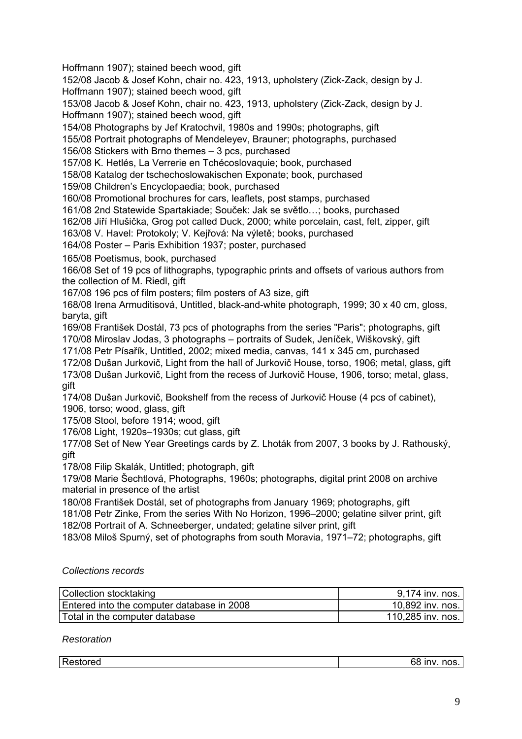Hoffmann 1907); stained beech wood, gift

152/08 Jacob & Josef Kohn, chair no. 423, 1913, upholstery (Zick-Zack, design by J. Hoffmann 1907); stained beech wood, gift

153/08 Jacob & Josef Kohn, chair no. 423, 1913, upholstery (Zick-Zack, design by J. Hoffmann 1907); stained beech wood, gift

154/08 Photographs by Jef Kratochvil, 1980s and 1990s; photographs, gift

155/08 Portrait photographs of Mendeleyev, Brauner; photographs, purchased

156/08 Stickers with Brno themes – 3 pcs, purchased

157/08 K. Hetlés, La Verrerie en Tchécoslovaquie; book, purchased

158/08 Katalog der tschechoslowakischen Exponate; book, purchased

159/08 Children's Encyclopaedia; book, purchased

160/08 Promotional brochures for cars, leaflets, post stamps, purchased

161/08 2nd Statewide Spartakiade; Souček: Jak se světlo…; books, purchased

162/08 Jiří Hlušička, Grog pot called Duck, 2000; white porcelain, cast, felt, zipper, gift

163/08 V. Havel: Protokoly; V. Kejřová: Na výletě; books, purchased

164/08 Poster – Paris Exhibition 1937; poster, purchased

165/08 Poetismus, book, purchased

166/08 Set of 19 pcs of lithographs, typographic prints and offsets of various authors from the collection of M. Riedl, gift

167/08 196 pcs of film posters; film posters of A3 size, gift

168/08 Irena Armuditisová, Untitled, black-and-white photograph, 1999; 30 x 40 cm, gloss, baryta, gift

169/08 František Dostál, 73 pcs of photographs from the series "Paris"; photographs, gift

170/08 Miroslav Jodas, 3 photographs – portraits of Sudek, Jeníček, Wiškovský, gift

171/08 Petr Písařík, Untitled, 2002; mixed media, canvas, 141 x 345 cm, purchased

172/08 Dušan Jurkovič, Light from the hall of Jurkovič House, torso, 1906; metal, glass, gift

173/08 Dušan Jurkovič, Light from the recess of Jurkovič House, 1906, torso; metal, glass, gift

174/08 Dušan Jurkovič, Bookshelf from the recess of Jurkovič House (4 pcs of cabinet), 1906, torso; wood, glass, gift

175/08 Stool, before 1914; wood, gift

176/08 Light, 1920s–1930s; cut glass, gift

177/08 Set of New Year Greetings cards by Z. Lhoták from 2007, 3 books by J. Rathouský, gift

178/08 Filip Skalák, Untitled; photograph, gift

179/08 Marie Šechtlová, Photographs, 1960s; photographs, digital print 2008 on archive material in presence of the artist

180/08 František Dostál, set of photographs from January 1969; photographs, gift

181/08 Petr Zinke, From the series With No Horizon, 1996–2000; gelatine silver print, gift

182/08 Portrait of A. Schneeberger, undated; gelatine silver print, gift

183/08 Miloš Spurný, set of photographs from south Moravia, 1971–72; photographs, gift

*Collections records*

| Collection stocktaking | 9,174 inv. nos. |
|---|---|
| Entered into the computer database in 2008 | 10,892 inv. nos. |
| Total in the computer database | 110,285 inv. nos. |

*Restoration*

| Restored | 68 inv. nos. |
|---|---|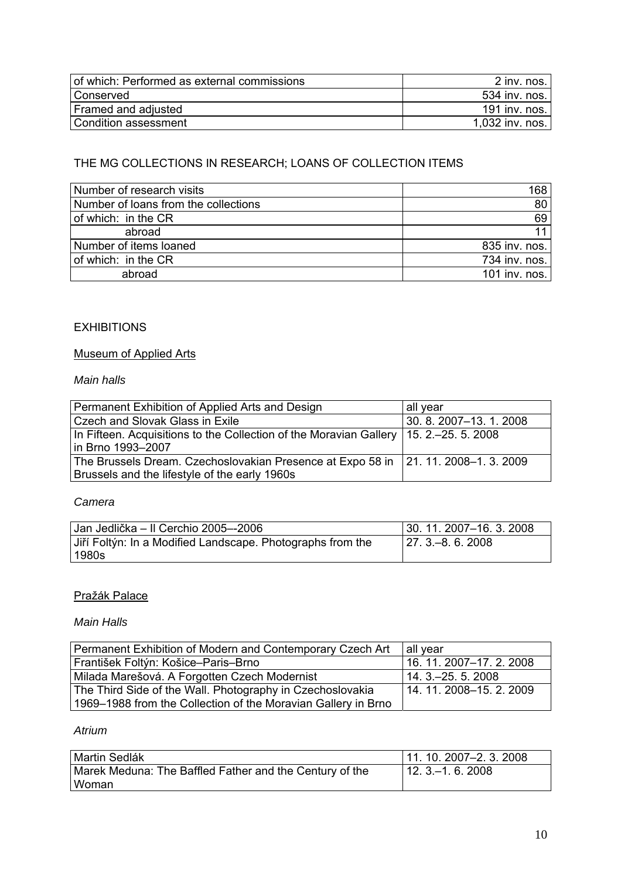| of which: Performed as external commissions | 2 inv. nos. |
|---|---|
| Conserved | 534 inv. nos. |
| Framed and adjusted | 191 inv. nos. |
| Condition assessment | 1,032 inv. nos. |

## THE MG COLLECTIONS IN RESEARCH; LOANS OF COLLECTION ITEMS

| Number of research visits | 168 |
|---|---|
| Number of loans from the collections | 80 |
| of which: in the CR | 69 |
| abroad | 11 |
| Number of items loaned | 835 inv. nos. |
| of which: in the CR | 734 inv. nos. |
| abroad | 101 inv. nos. |

## EXHIBITIONS

### Museum of Applied Arts

*Main halls*

| Permanent Exhibition of Applied Arts and Design | all year |
|---|---|
| Czech and Slovak Glass in Exile | 30. 8. 2007–13. 1. 2008 |
| In Fifteen. Acquisitions to the Collection of the Moravian Gallery in Brno 1993–2007 | 15. 2.–25. 5. 2008 |
| The Brussels Dream. Czechoslovakian Presence at Expo 58 in Brussels and the lifestyle of the early 1960s | 21. 11. 2008–1. 3. 2009 |

*Camera*

| Jan Jedlička – Il Cerchio 2005–-2006 | 30. 11. 2007–16. 3. 2008 |
|---|---|
| Jiří Foltýn: In a Modified Landscape. Photographs from the 1980s | 27. 3.–8. 6. 2008 |

### Pražák Palace

*Main Halls*

| Permanent Exhibition of Modern and Contemporary Czech Art | all year |
|---|---|
| František Foltýn: Košice–Paris–Brno | 16. 11. 2007–17. 2. 2008 |
| Milada Marešová. A Forgotten Czech Modernist | 14. 3.–25. 5. 2008 |
| The Third Side of the Wall. Photography in Czechoslovakia 1969–1988 from the Collection of the Moravian Gallery in Brno | 14. 11. 2008–15. 2. 2009 |

*Atrium*

| Martin Sedlák | 11. 10. 2007–2. 3. 2008 |
|---|---|
| Marek Meduna: The Baffled Father and the Century of the Woman | 12. 3.–1. 6. 2008 |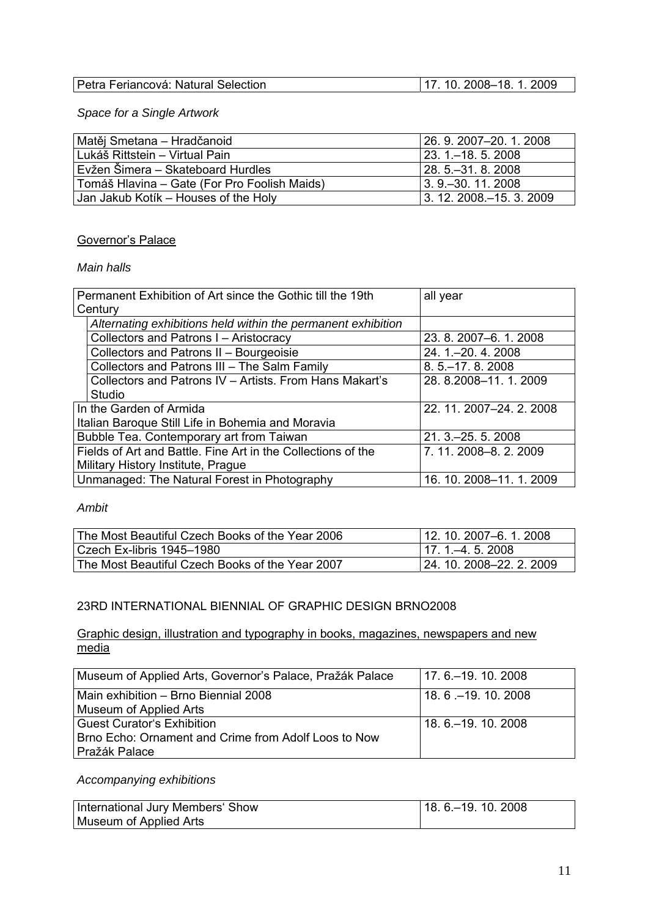| Petra Feriancová: Natural Selection | 17. 10. 2008–18. 1. 2009 |
|---|---|

*Space for a Single Artwork*

| Matěj Smetana – Hradčanoid | 26. 9. 2007–20. 1. 2008 |
|---|---|
| Lukáš Rittstein – Virtual Pain | 23. 1.–18. 5. 2008 |
| Evžen Šimera – Skateboard Hurdles | 28. 5.–31. 8. 2008 |
| Tomáš Hlavina – Gate (For Pro Foolish Maids) | 3. 9.–30. 11. 2008 |
| Jan Jakub Kotík – Houses of the Holy | 3. 12. 2008.–15. 3. 2009 |

Governor's Palace

*Main halls*

| Permanent Exhibition of Art since the Gothic till the 19th Century | all year |
|---|---|
| *Alternating exhibitions held within the permanent exhibition* | |
| Collectors and Patrons I – Aristocracy | 23. 8. 2007–6. 1. 2008 |
| Collectors and Patrons II – Bourgeoisie | 24. 1.–20. 4. 2008 |
| Collectors and Patrons III – The Salm Family | 8. 5.–17. 8. 2008 |
| Collectors and Patrons IV – Artists. From Hans Makart's Studio | 28. 8.2008–11. 1. 2009 |
| In the Garden of Armida Italian Baroque Still Life in Bohemia and Moravia | 22. 11. 2007–24. 2. 2008 |
| Bubble Tea. Contemporary art from Taiwan | 21. 3.–25. 5. 2008 |
| Fields of Art and Battle. Fine Art in the Collections of the Military History Institute, Prague | 7. 11. 2008–8. 2. 2009 |
| Unmanaged: The Natural Forest in Photography | 16. 10. 2008–11. 1. 2009 |

*Ambit*

| The Most Beautiful Czech Books of the Year 2006 | 12. 10. 2007–6. 1. 2008 |
|---|---|
| Czech Ex-libris 1945–1980 | 17. 1.–4. 5. 2008 |
| The Most Beautiful Czech Books of the Year 2007 | 24. 10. 2008–22. 2. 2009 |

23RD INTERNATIONAL BIENNIAL OF GRAPHIC DESIGN BRNO2008

Graphic design, illustration and typography in books, magazines, newspapers and new media

| Museum of Applied Arts, Governor's Palace, Pražák Palace | 17. 6.–19. 10. 2008 |
|---|---|
| Main exhibition – Brno Biennial 2008 Museum of Applied Arts | 18. 6 .–19. 10. 2008 |
| Guest Curator's Exhibition Brno Echo: Ornament and Crime from Adolf Loos to Now Pražák Palace | 18. 6.–19. 10. 2008 |

*Accompanying exhibitions*

| International Jury Members' Show Museum of Applied Arts | 18. 6.–19. 10. 2008 |
|---|---|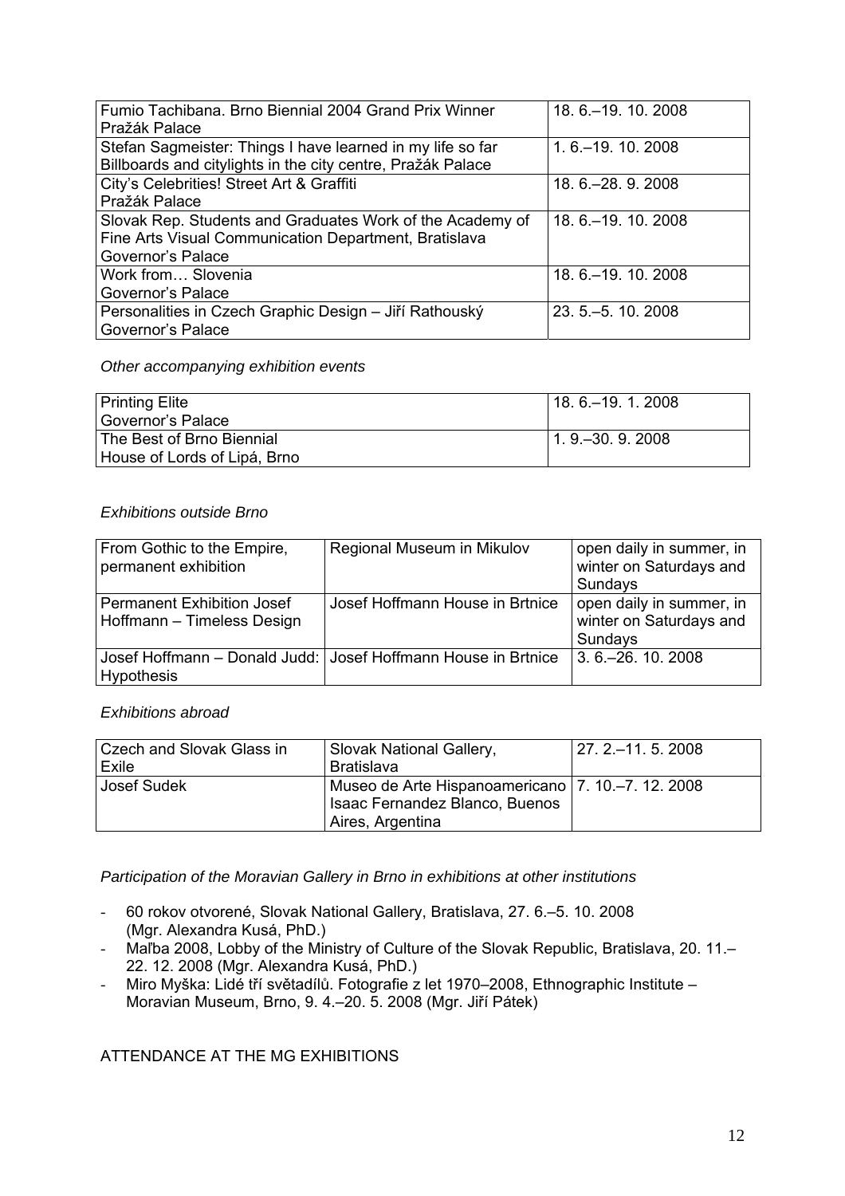| | |
|---|---|
| Fumio Tachibana. Brno Biennial 2004 Grand Prix Winner<br>Pražák Palace | 18. 6.–19. 10. 2008 |
| Stefan Sagmeister: Things I have learned in my life so far<br>Billboards and citylights in the city centre, Pražák Palace | 1. 6.–19. 10. 2008 |
| City's Celebrities! Street Art & Graffiti<br>Pražák Palace | 18. 6.–28. 9. 2008 |
| Slovak Rep. Students and Graduates Work of the Academy of Fine Arts Visual Communication Department, Bratislava<br>Governor's Palace | 18. 6.–19. 10. 2008 |
| Work from… Slovenia<br>Governor's Palace | 18. 6.–19. 10. 2008 |
| Personalities in Czech Graphic Design – Jiří Rathouský<br>Governor's Palace | 23. 5.–5. 10. 2008 |

*Other accompanying exhibition events*

| | |
|---|---|
| Printing Elite<br>Governor's Palace | 18. 6.–19. 1. 2008 |
| The Best of Brno Biennial<br>House of Lords of Lipá, Brno | 1. 9.–30. 9. 2008 |

*Exhibitions outside Brno*

| | | |
|---|---|---|
| From Gothic to the Empire, permanent exhibition | Regional Museum in Mikulov | open daily in summer, in winter on Saturdays and Sundays |
| Permanent Exhibition Josef Hoffmann – Timeless Design | Josef Hoffmann House in Brtnice | open daily in summer, in winter on Saturdays and Sundays |
| Josef Hoffmann – Donald Judd: Hypothesis | Josef Hoffmann House in Brtnice | 3. 6.–26. 10. 2008 |

*Exhibitions abroad*

| | | |
|---|---|---|
| Czech and Slovak Glass in Exile | Slovak National Gallery, Bratislava | 27. 2.–11. 5. 2008 |
| Josef Sudek | Museo de Arte Hispanoamericano Isaac Fernandez Blanco, Buenos Aires, Argentina | 7. 10.–7. 12. 2008 |

*Participation of the Moravian Gallery in Brno in exhibitions at other institutions*

- 60 rokov otvorené, Slovak National Gallery, Bratislava, 27. 6.–5. 10. 2008 (Mgr. Alexandra Kusá, PhD.)
- Maľba 2008, Lobby of the Ministry of Culture of the Slovak Republic, Bratislava, 20. 11.–22. 12. 2008 (Mgr. Alexandra Kusá, PhD.)
- Miro Myška: Lidé tří světadílů. Fotografie z let 1970–2008, Ethnographic Institute – Moravian Museum, Brno, 9. 4.–20. 5. 2008 (Mgr. Jiří Pátek)

ATTENDANCE AT THE MG EXHIBITIONS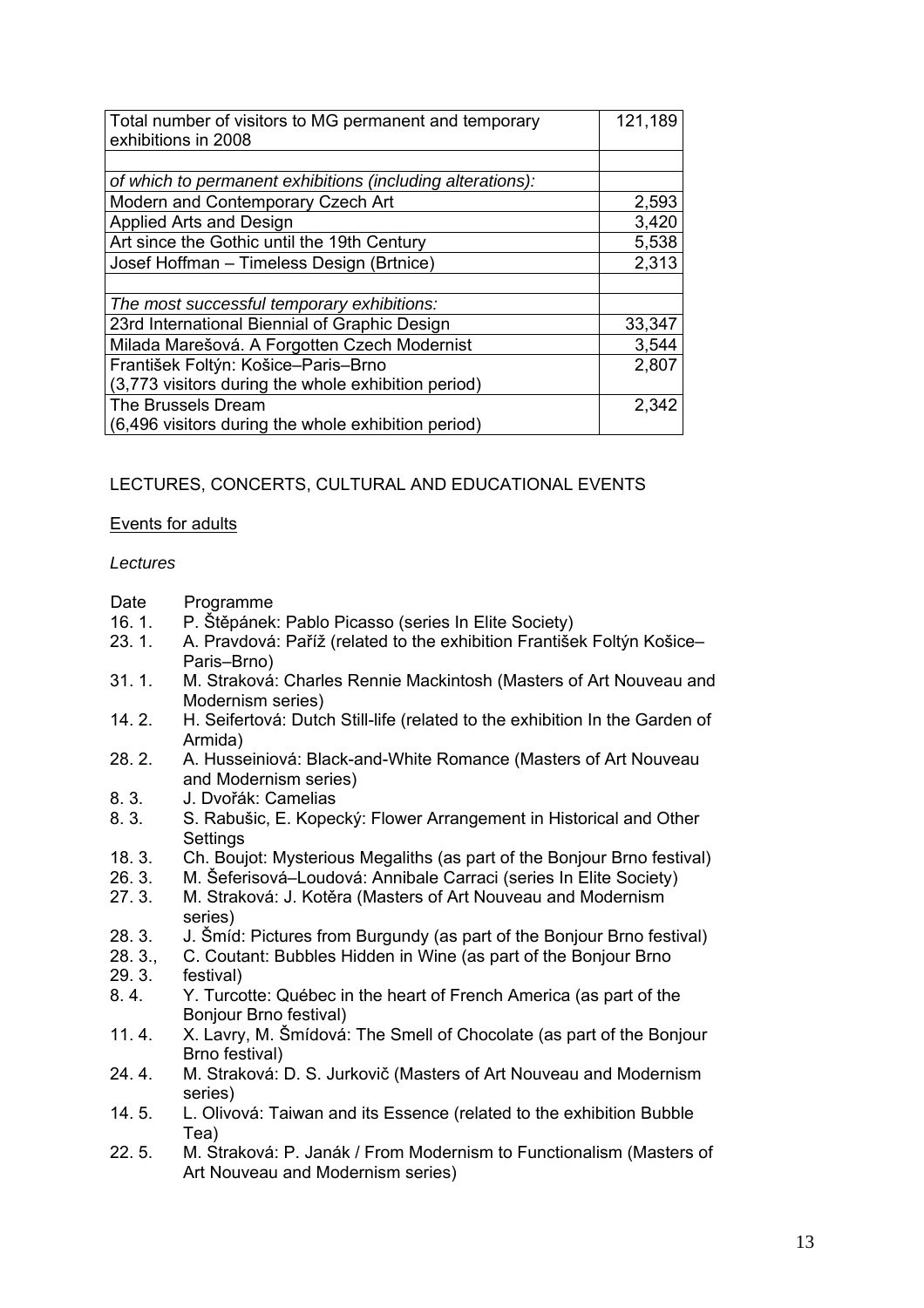| Total number of visitors to MG permanent and temporary exhibitions in 2008 | 121,189 |
|---|---|
| | |
| *of which to permanent exhibitions (including alterations):* | |
| Modern and Contemporary Czech Art | 2,593 |
| Applied Arts and Design | 3,420 |
| Art since the Gothic until the 19th Century | 5,538 |
| Josef Hoffman – Timeless Design (Brtnice) | 2,313 |
| | |
| *The most successful temporary exhibitions:* | |
| 23rd International Biennial of Graphic Design | 33,347 |
| Milada Marešová. A Forgotten Czech Modernist | 3,544 |
| František Foltýn: Košice–Paris–Brno (3,773 visitors during the whole exhibition period) | 2,807 |
| The Brussels Dream (6,496 visitors during the whole exhibition period) | 2,342 |

## LECTURES, CONCERTS, CULTURAL AND EDUCATIONAL EVENTS

### Events for adults

*Lectures*

| Date | Programme |
|---|---|
| 16. 1. | P. Štěpánek: Pablo Picasso (series In Elite Society) |
| 23. 1. | A. Pravdová: Paříž (related to the exhibition František Foltýn Košice–Paris–Brno) |
| 31. 1. | M. Straková: Charles Rennie Mackintosh (Masters of Art Nouveau and Modernism series) |
| 14. 2. | H. Seifertová: Dutch Still-life (related to the exhibition In the Garden of Armida) |
| 28. 2. | A. Husseiniová: Black-and-White Romance (Masters of Art Nouveau and Modernism series) |
| 8. 3. | J. Dvořák: Camelias |
| 8. 3. | S. Rabušic, E. Kopecký: Flower Arrangement in Historical and Other Settings |
| 18. 3. | Ch. Boujot: Mysterious Megaliths (as part of the Bonjour Brno festival) |
| 26. 3. | M. Šeferisová–Loudová: Annibale Carraci (series In Elite Society) |
| 27. 3. | M. Straková: J. Kotěra (Masters of Art Nouveau and Modernism series) |
| 28. 3. | J. Šmíd: Pictures from Burgundy (as part of the Bonjour Brno festival) |
| 28. 3., 29. 3. | C. Coutant: Bubbles Hidden in Wine (as part of the Bonjour Brno festival) |
| 8. 4. | Y. Turcotte: Québec in the heart of French America (as part of the Bonjour Brno festival) |
| 11. 4. | X. Lavry, M. Šmídová: The Smell of Chocolate (as part of the Bonjour Brno festival) |
| 24. 4. | M. Straková: D. S. Jurkovič (Masters of Art Nouveau and Modernism series) |
| 14. 5. | L. Olivová: Taiwan and its Essence (related to the exhibition Bubble Tea) |
| 22. 5. | M. Straková: P. Janák / From Modernism to Functionalism (Masters of Art Nouveau and Modernism series) |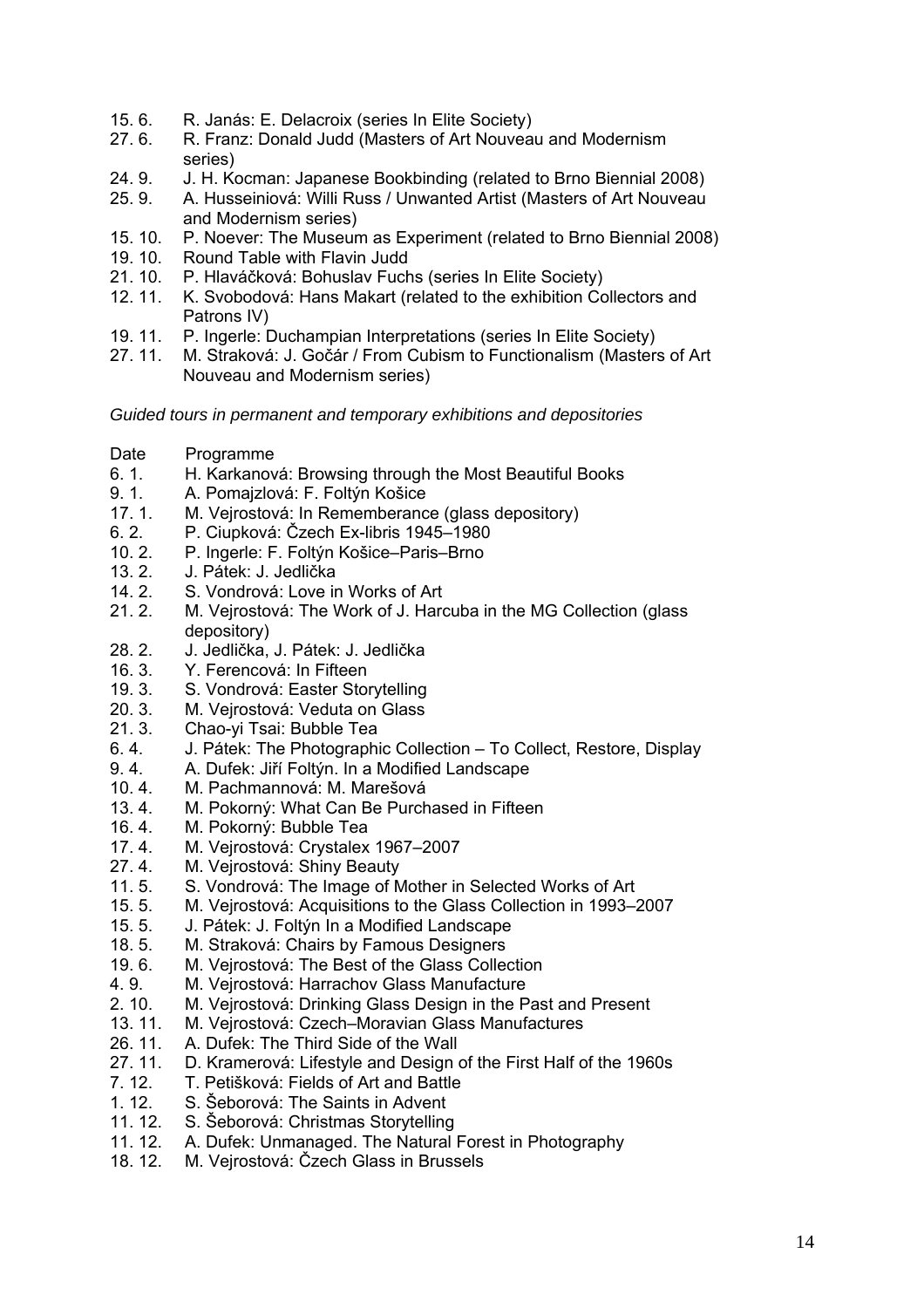15. 6. R. Janás: E. Delacroix (series In Elite Society)
27. 6. R. Franz: Donald Judd (Masters of Art Nouveau and Modernism series)
24. 9. J. H. Kocman: Japanese Bookbinding (related to Brno Biennial 2008)
25. 9. A. Husseiniová: Willi Russ / Unwanted Artist (Masters of Art Nouveau and Modernism series)
15. 10. P. Noever: The Museum as Experiment (related to Brno Biennial 2008)
19. 10. Round Table with Flavin Judd
21. 10. P. Hlaváčková: Bohuslav Fuchs (series In Elite Society)
12. 11. K. Svobodová: Hans Makart (related to the exhibition Collectors and Patrons IV)
19. 11. P. Ingerle: Duchampian Interpretations (series In Elite Society)
27. 11. M. Straková: J. Gočár / From Cubism to Functionalism (Masters of Art Nouveau and Modernism series)

*Guided tours in permanent and temporary exhibitions and depositories*

| Date | Programme |
|---|---|
| 6. 1. | H. Karkanová: Browsing through the Most Beautiful Books |
| 9. 1. | A. Pomajzlová: F. Foltýn Košice |
| 17. 1. | M. Vejrostová: In Rememberance (glass depository) |
| 6. 2. | P. Ciupková: Czech Ex-libris 1945–1980 |
| 10. 2. | P. Ingerle: F. Foltýn Košice–Paris–Brno |
| 13. 2. | J. Pátek: J. Jedlička |
| 14. 2. | S. Vondrová: Love in Works of Art |
| 21. 2. | M. Vejrostová: The Work of J. Harcuba in the MG Collection (glass depository) |
| 28. 2. | J. Jedlička, J. Pátek: J. Jedlička |
| 16. 3. | Y. Ferencová: In Fifteen |
| 19. 3. | S. Vondrová: Easter Storytelling |
| 20. 3. | M. Vejrostová: Veduta on Glass |
| 21. 3. | Chao-yi Tsai: Bubble Tea |
| 6. 4. | J. Pátek: The Photographic Collection – To Collect, Restore, Display |
| 9. 4. | A. Dufek: Jiří Foltýn. In a Modified Landscape |
| 10. 4. | M. Pachmannová: M. Marešová |
| 13. 4. | M. Pokorný: What Can Be Purchased in Fifteen |
| 16. 4. | M. Pokorný: Bubble Tea |
| 17. 4. | M. Vejrostová: Crystalex 1967–2007 |
| 27. 4. | M. Vejrostová: Shiny Beauty |
| 11. 5. | S. Vondrová: The Image of Mother in Selected Works of Art |
| 15. 5. | M. Vejrostová: Acquisitions to the Glass Collection in 1993–2007 |
| 15. 5. | J. Pátek: J. Foltýn In a Modified Landscape |
| 18. 5. | M. Straková: Chairs by Famous Designers |
| 19. 6. | M. Vejrostová: The Best of the Glass Collection |
| 4. 9. | M. Vejrostová: Harrachov Glass Manufacture |
| 2. 10. | M. Vejrostová: Drinking Glass Design in the Past and Present |
| 13. 11. | M. Vejrostová: Czech–Moravian Glass Manufactures |
| 26. 11. | A. Dufek: The Third Side of the Wall |
| 27. 11. | D. Kramerová: Lifestyle and Design of the First Half of the 1960s |
| 7. 12. | T. Petišková: Fields of Art and Battle |
| 1. 12. | S. Šeborová: The Saints in Advent |
| 11. 12. | S. Šeborová: Christmas Storytelling |
| 11. 12. | A. Dufek: Unmanaged. The Natural Forest in Photography |
| 18. 12. | M. Vejrostová: Czech Glass in Brussels |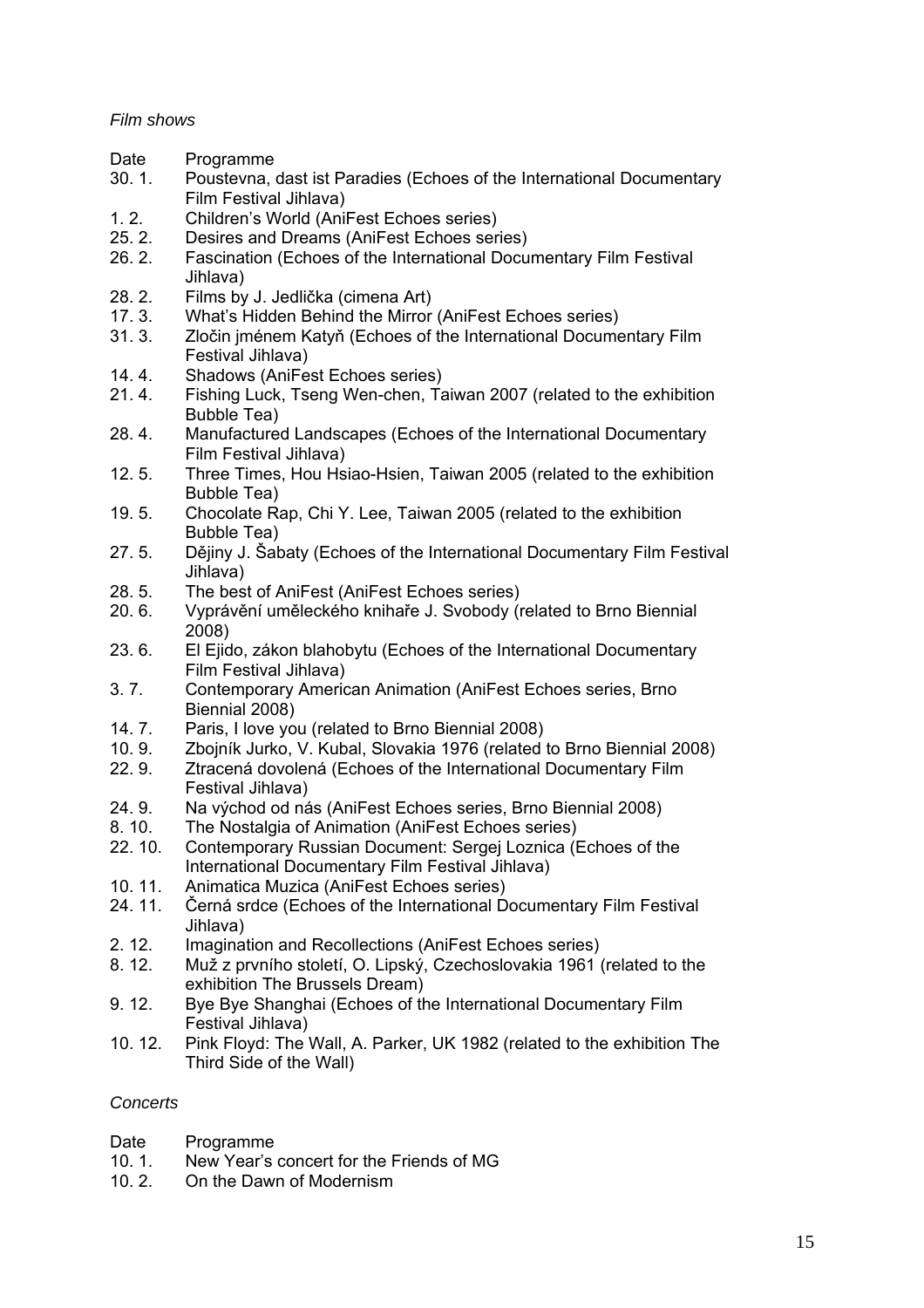*Film shows*

| Date | Programme |
|---|---|
| 30. 1. | Poustevna, dast ist Paradies (Echoes of the International Documentary Film Festival Jihlava) |
| 1. 2. | Children's World (AniFest Echoes series) |
| 25. 2. | Desires and Dreams (AniFest Echoes series) |
| 26. 2. | Fascination (Echoes of the International Documentary Film Festival Jihlava) |
| 28. 2. | Films by J. Jedlička (cimena Art) |
| 17. 3. | What's Hidden Behind the Mirror (AniFest Echoes series) |
| 31. 3. | Zločin jménem Katyň (Echoes of the International Documentary Film Festival Jihlava) |
| 14. 4. | Shadows (AniFest Echoes series) |
| 21. 4. | Fishing Luck, Tseng Wen-chen, Taiwan 2007 (related to the exhibition Bubble Tea) |
| 28. 4. | Manufactured Landscapes (Echoes of the International Documentary Film Festival Jihlava) |
| 12. 5. | Three Times, Hou Hsiao-Hsien, Taiwan 2005 (related to the exhibition Bubble Tea) |
| 19. 5. | Chocolate Rap, Chi Y. Lee, Taiwan 2005 (related to the exhibition Bubble Tea) |
| 27. 5. | Dějiny J. Šabaty (Echoes of the International Documentary Film Festival Jihlava) |
| 28. 5. | The best of AniFest (AniFest Echoes series) |
| 20. 6. | Vyprávění uměleckého knihaře J. Svobody (related to Brno Biennial 2008) |
| 23. 6. | El Ejido, zákon blahobytu (Echoes of the International Documentary Film Festival Jihlava) |
| 3. 7. | Contemporary American Animation (AniFest Echoes series, Brno Biennial 2008) |
| 14. 7. | Paris, I love you (related to Brno Biennial 2008) |
| 10. 9. | Zbojník Jurko, V. Kubal, Slovakia 1976 (related to Brno Biennial 2008) |
| 22. 9. | Ztracená dovolená (Echoes of the International Documentary Film Festival Jihlava) |
| 24. 9. | Na východ od nás (AniFest Echoes series, Brno Biennial 2008) |
| 8. 10. | The Nostalgia of Animation (AniFest Echoes series) |
| 22. 10. | Contemporary Russian Document: Sergej Loznica (Echoes of the International Documentary Film Festival Jihlava) |
| 10. 11. | Animatica Muzica (AniFest Echoes series) |
| 24. 11. | Černá srdce (Echoes of the International Documentary Film Festival Jihlava) |
| 2. 12. | Imagination and Recollections (AniFest Echoes series) |
| 8. 12. | Muž z prvního století, O. Lipský, Czechoslovakia 1961 (related to the exhibition The Brussels Dream) |
| 9. 12. | Bye Bye Shanghai (Echoes of the International Documentary Film Festival Jihlava) |
| 10. 12. | Pink Floyd: The Wall, A. Parker, UK 1982 (related to the exhibition The Third Side of the Wall) |

*Concerts*

| Date | Programme |
|---|---|
| 10. 1. | New Year's concert for the Friends of MG |
| 10. 2. | On the Dawn of Modernism |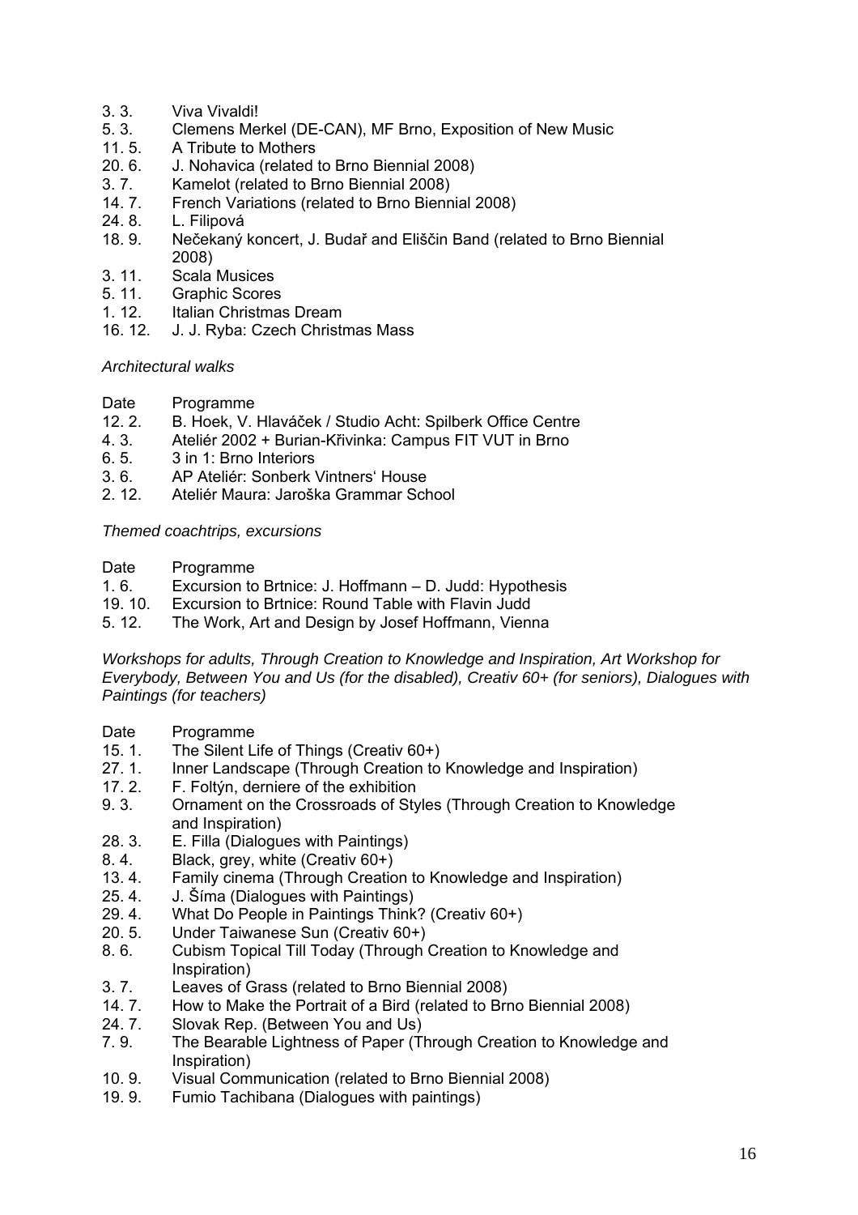| | |
|---|---|
| 3. 3. | Viva Vivaldi! |
| 5. 3. | Clemens Merkel (DE-CAN), MF Brno, Exposition of New Music |
| 11. 5. | A Tribute to Mothers |
| 20. 6. | J. Nohavica (related to Brno Biennial 2008) |
| 3. 7. | Kamelot (related to Brno Biennial 2008) |
| 14. 7. | French Variations (related to Brno Biennial 2008) |
| 24. 8. | L. Filipová |
| 18. 9. | Nečekaný koncert, J. Budař and Eliščin Band (related to Brno Biennial 2008) |
| 3. 11. | Scala Musices |
| 5. 11. | Graphic Scores |
| 1. 12. | Italian Christmas Dream |
| 16. 12. | J. J. Ryba: Czech Christmas Mass |

*Architectural walks*

| Date | Programme |
|---|---|
| 12. 2. | B. Hoek, V. Hlaváček / Studio Acht: Spilberk Office Centre |
| 4. 3. | Ateliér 2002 + Burian-Křivinka: Campus FIT VUT in Brno |
| 6. 5. | 3 in 1: Brno Interiors |
| 3. 6. | AP Ateliér: Sonberk Vintners' House |
| 2. 12. | Ateliér Maura: Jaroška Grammar School |

*Themed coachtrips, excursions*

| Date | Programme |
|---|---|
| 1. 6. | Excursion to Brtnice: J. Hoffmann – D. Judd: Hypothesis |
| 19. 10. | Excursion to Brtnice: Round Table with Flavin Judd |
| 5. 12. | The Work, Art and Design by Josef Hoffmann, Vienna |

*Workshops for adults, Through Creation to Knowledge and Inspiration, Art Workshop for Everybody, Between You and Us (for the disabled), Creativ 60+ (for seniors), Dialogues with Paintings (for teachers)*

| Date | Programme |
|---|---|
| 15. 1. | The Silent Life of Things (Creativ 60+) |
| 27. 1. | Inner Landscape (Through Creation to Knowledge and Inspiration) |
| 17. 2. | F. Foltýn, derniere of the exhibition |
| 9. 3. | Ornament on the Crossroads of Styles (Through Creation to Knowledge and Inspiration) |
| 28. 3. | E. Filla (Dialogues with Paintings) |
| 8. 4. | Black, grey, white (Creativ 60+) |
| 13. 4. | Family cinema (Through Creation to Knowledge and Inspiration) |
| 25. 4. | J. Šíma (Dialogues with Paintings) |
| 29. 4. | What Do People in Paintings Think? (Creativ 60+) |
| 20. 5. | Under Taiwanese Sun (Creativ 60+) |
| 8. 6. | Cubism Topical Till Today (Through Creation to Knowledge and Inspiration) |
| 3. 7. | Leaves of Grass (related to Brno Biennial 2008) |
| 14. 7. | How to Make the Portrait of a Bird (related to Brno Biennial 2008) |
| 24. 7. | Slovak Rep. (Between You and Us) |
| 7. 9. | The Bearable Lightness of Paper (Through Creation to Knowledge and Inspiration) |
| 10. 9. | Visual Communication (related to Brno Biennial 2008) |
| 19. 9. | Fumio Tachibana (Dialogues with paintings) |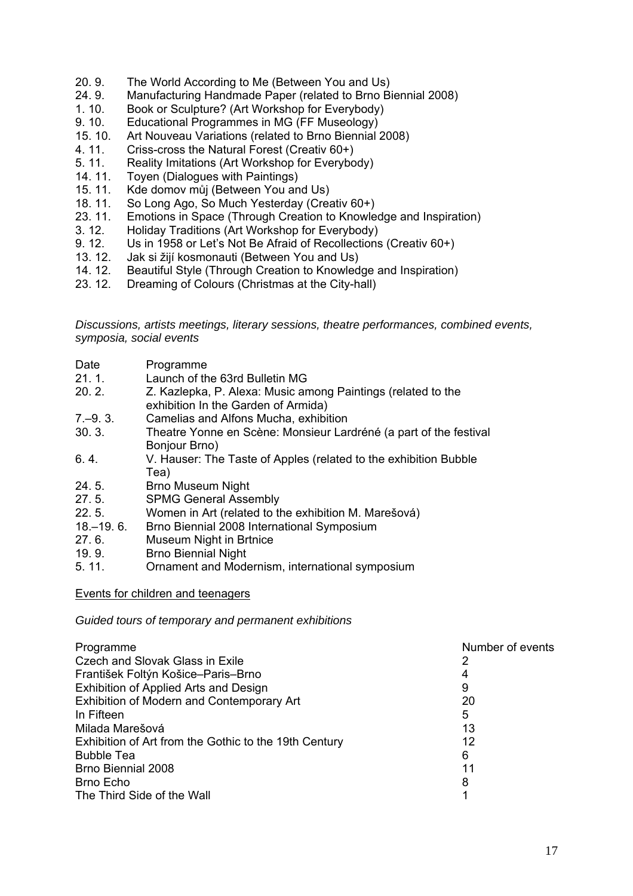| | |
|---|---|
| 20. 9. | The World According to Me (Between You and Us) |
| 24. 9. | Manufacturing Handmade Paper (related to Brno Biennial 2008) |
| 1. 10. | Book or Sculpture? (Art Workshop for Everybody) |
| 9. 10. | Educational Programmes in MG (FF Museology) |
| 15. 10. | Art Nouveau Variations (related to Brno Biennial 2008) |
| 4. 11. | Criss-cross the Natural Forest (Creativ 60+) |
| 5. 11. | Reality Imitations (Art Workshop for Everybody) |
| 14. 11. | Toyen (Dialogues with Paintings) |
| 15. 11. | Kde domov můj (Between You and Us) |
| 18. 11. | So Long Ago, So Much Yesterday (Creativ 60+) |
| 23. 11. | Emotions in Space (Through Creation to Knowledge and Inspiration) |
| 3. 12. | Holiday Traditions (Art Workshop for Everybody) |
| 9. 12. | Us in 1958 or Let's Not Be Afraid of Recollections (Creativ 60+) |
| 13. 12. | Jak si žijí kosmonauti (Between You and Us) |
| 14. 12. | Beautiful Style (Through Creation to Knowledge and Inspiration) |
| 23. 12. | Dreaming of Colours (Christmas at the City-hall) |

*Discussions, artists meetings, literary sessions, theatre performances, combined events, symposia, social events*

| Date | Programme |
|---|---|
| 21. 1. | Launch of the 63rd Bulletin MG |
| 20. 2. | Z. Kazlepka, P. Alexa: Music among Paintings (related to the exhibition In the Garden of Armida) |
| 7.–9. 3. | Camelias and Alfons Mucha, exhibition |
| 30. 3. | Theatre Yonne en Scène: Monsieur Lardréné (a part of the festival Bonjour Brno) |
| 6. 4. | V. Hauser: The Taste of Apples (related to the exhibition Bubble Tea) |
| 24. 5. | Brno Museum Night |
| 27. 5. | SPMG General Assembly |
| 22. 5. | Women in Art (related to the exhibition M. Marešová) |
| 18.–19. 6. | Brno Biennial 2008 International Symposium |
| 27. 6. | Museum Night in Brtnice |
| 19. 9. | Brno Biennial Night |
| 5. 11. | Ornament and Modernism, international symposium |

Events for children and teenagers

*Guided tours of temporary and permanent exhibitions*

| Programme | Number of events |
|---|---|
| Czech and Slovak Glass in Exile | 2 |
| František Foltýn Košice–Paris–Brno | 4 |
| Exhibition of Applied Arts and Design | 9 |
| Exhibition of Modern and Contemporary Art | 20 |
| In Fifteen | 5 |
| Milada Marešová | 13 |
| Exhibition of Art from the Gothic to the 19th Century | 12 |
| Bubble Tea | 6 |
| Brno Biennial 2008 | 11 |
| Brno Echo | 8 |
| The Third Side of the Wall | 1 |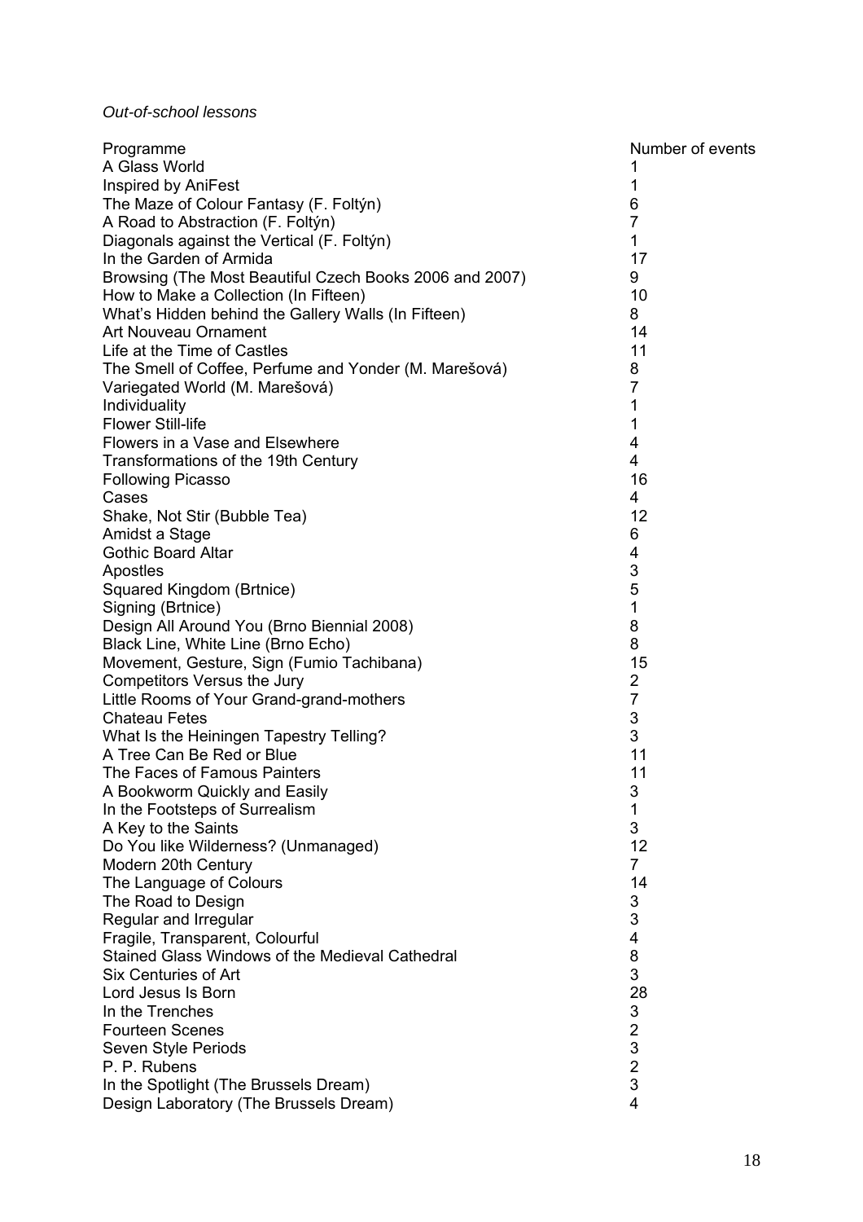*Out-of-school lessons*

| Programme | Number of events |
| --- | --- |
| A Glass World | 1 |
| Inspired by AniFest | 1 |
| The Maze of Colour Fantasy (F. Foltýn) | 6 |
| A Road to Abstraction (F. Foltýn) | 7 |
| Diagonals against the Vertical (F. Foltýn) | 1 |
| In the Garden of Armida | 17 |
| Browsing (The Most Beautiful Czech Books 2006 and 2007) | 9 |
| How to Make a Collection (In Fifteen) | 10 |
| What's Hidden behind the Gallery Walls (In Fifteen) | 8 |
| Art Nouveau Ornament | 14 |
| Life at the Time of Castles | 11 |
| The Smell of Coffee, Perfume and Yonder (M. Marešová) | 8 |
| Variegated World (M. Marešová) | 7 |
| Individuality | 1 |
| Flower Still-life | 1 |
| Flowers in a Vase and Elsewhere | 4 |
| Transformations of the 19th Century | 4 |
| Following Picasso | 16 |
| Cases | 4 |
| Shake, Not Stir (Bubble Tea) | 12 |
| Amidst a Stage | 6 |
| Gothic Board Altar | 4 |
| Apostles | 3 |
| Squared Kingdom (Brtnice) | 5 |
| Signing (Brtnice) | 1 |
| Design All Around You (Brno Biennial 2008) | 8 |
| Black Line, White Line (Brno Echo) | 8 |
| Movement, Gesture, Sign (Fumio Tachibana) | 15 |
| Competitors Versus the Jury | 2 |
| Little Rooms of Your Grand-grand-mothers | 7 |
| Chateau Fetes | 3 |
| What Is the Heiningen Tapestry Telling? | 3 |
| A Tree Can Be Red or Blue | 11 |
| The Faces of Famous Painters | 11 |
| A Bookworm Quickly and Easily | 3 |
| In the Footsteps of Surrealism | 1 |
| A Key to the Saints | 3 |
| Do You like Wilderness? (Unmanaged) | 12 |
| Modern 20th Century | 7 |
| The Language of Colours | 14 |
| The Road to Design | 3 |
| Regular and Irregular | 3 |
| Fragile, Transparent, Colourful | 4 |
| Stained Glass Windows of the Medieval Cathedral | 8 |
| Six Centuries of Art | 3 |
| Lord Jesus Is Born | 28 |
| In the Trenches | 3 |
| Fourteen Scenes | 2 |
| Seven Style Periods | 3 |
| P. P. Rubens | 2 |
| In the Spotlight (The Brussels Dream) | 3 |
| Design Laboratory (The Brussels Dream) | 4 |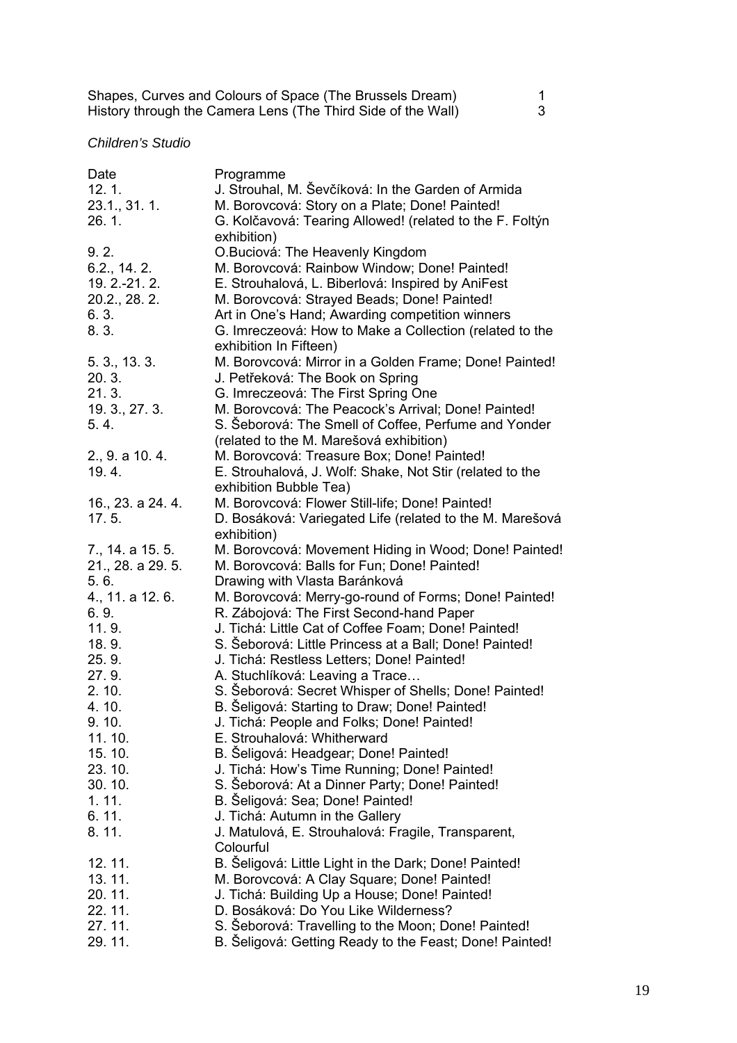| | |
|---|---|
| Shapes, Curves and Colours of Space (The Brussels Dream) | 1 |
| History through the Camera Lens (The Third Side of the Wall) | 3 |

*Children's Studio*

| Date | Programme |
|---|---|
| 12. 1. | J. Strouhal, M. Ševčíková: In the Garden of Armida |
| 23.1., 31. 1. | M. Borovcová: Story on a Plate; Done! Painted! |
| 26. 1. | G. Kolčavová: Tearing Allowed! (related to the F. Foltýn exhibition) |
| 9. 2. | O.Buciová: The Heavenly Kingdom |
| 6.2., 14. 2. | M. Borovcová: Rainbow Window; Done! Painted! |
| 19. 2.-21. 2. | E. Strouhalová, L. Biberlová: Inspired by AniFest |
| 20.2., 28. 2. | M. Borovcová: Strayed Beads; Done! Painted! |
| 6. 3. | Art in One's Hand; Awarding competition winners |
| 8. 3. | G. Imreczeová: How to Make a Collection (related to the exhibition In Fifteen) |
| 5. 3., 13. 3. | M. Borovcová: Mirror in a Golden Frame; Done! Painted! |
| 20. 3. | J. Petřeková: The Book on Spring |
| 21. 3. | G. Imreczeová: The First Spring One |
| 19. 3., 27. 3. | M. Borovcová: The Peacock's Arrival; Done! Painted! |
| 5. 4. | S. Šeborová: The Smell of Coffee, Perfume and Yonder (related to the M. Marešová exhibition) |
| 2., 9. a 10. 4. | M. Borovcová: Treasure Box; Done! Painted! |
| 19. 4. | E. Strouhalová, J. Wolf: Shake, Not Stir (related to the exhibition Bubble Tea) |
| 16., 23. a 24. 4. | M. Borovcová: Flower Still-life; Done! Painted! |
| 17. 5. | D. Bosáková: Variegated Life (related to the M. Marešová exhibition) |
| 7., 14. a 15. 5. | M. Borovcová: Movement Hiding in Wood; Done! Painted! |
| 21., 28. a 29. 5. | M. Borovcová: Balls for Fun; Done! Painted! |
| 5. 6. | Drawing with Vlasta Baránková |
| 4., 11. a 12. 6. | M. Borovcová: Merry-go-round of Forms; Done! Painted! |
| 6. 9. | R. Zábojová: The First Second-hand Paper |
| 11. 9. | J. Tichá: Little Cat of Coffee Foam; Done! Painted! |
| 18. 9. | S. Šeborová: Little Princess at a Ball; Done! Painted! |
| 25. 9. | J. Tichá: Restless Letters; Done! Painted! |
| 27. 9. | A. Stuchlíková: Leaving a Trace… |
| 2. 10. | S. Šeborová: Secret Whisper of Shells; Done! Painted! |
| 4. 10. | B. Šeligová: Starting to Draw; Done! Painted! |
| 9. 10. | J. Tichá: People and Folks; Done! Painted! |
| 11. 10. | E. Strouhalová: Whitherward |
| 15. 10. | B. Šeligová: Headgear; Done! Painted! |
| 23. 10. | J. Tichá: How's Time Running; Done! Painted! |
| 30. 10. | S. Šeborová: At a Dinner Party; Done! Painted! |
| 1. 11. | B. Šeligová: Sea; Done! Painted! |
| 6. 11. | J. Tichá: Autumn in the Gallery |
| 8. 11. | J. Matulová, E. Strouhalová: Fragile, Transparent, Colourful |
| 12. 11. | B. Šeligová: Little Light in the Dark; Done! Painted! |
| 13. 11. | M. Borovcová: A Clay Square; Done! Painted! |
| 20. 11. | J. Tichá: Building Up a House; Done! Painted! |
| 22. 11. | D. Bosáková: Do You Like Wilderness? |
| 27. 11. | S. Šeborová: Travelling to the Moon; Done! Painted! |
| 29. 11. | B. Šeligová: Getting Ready to the Feast; Done! Painted! |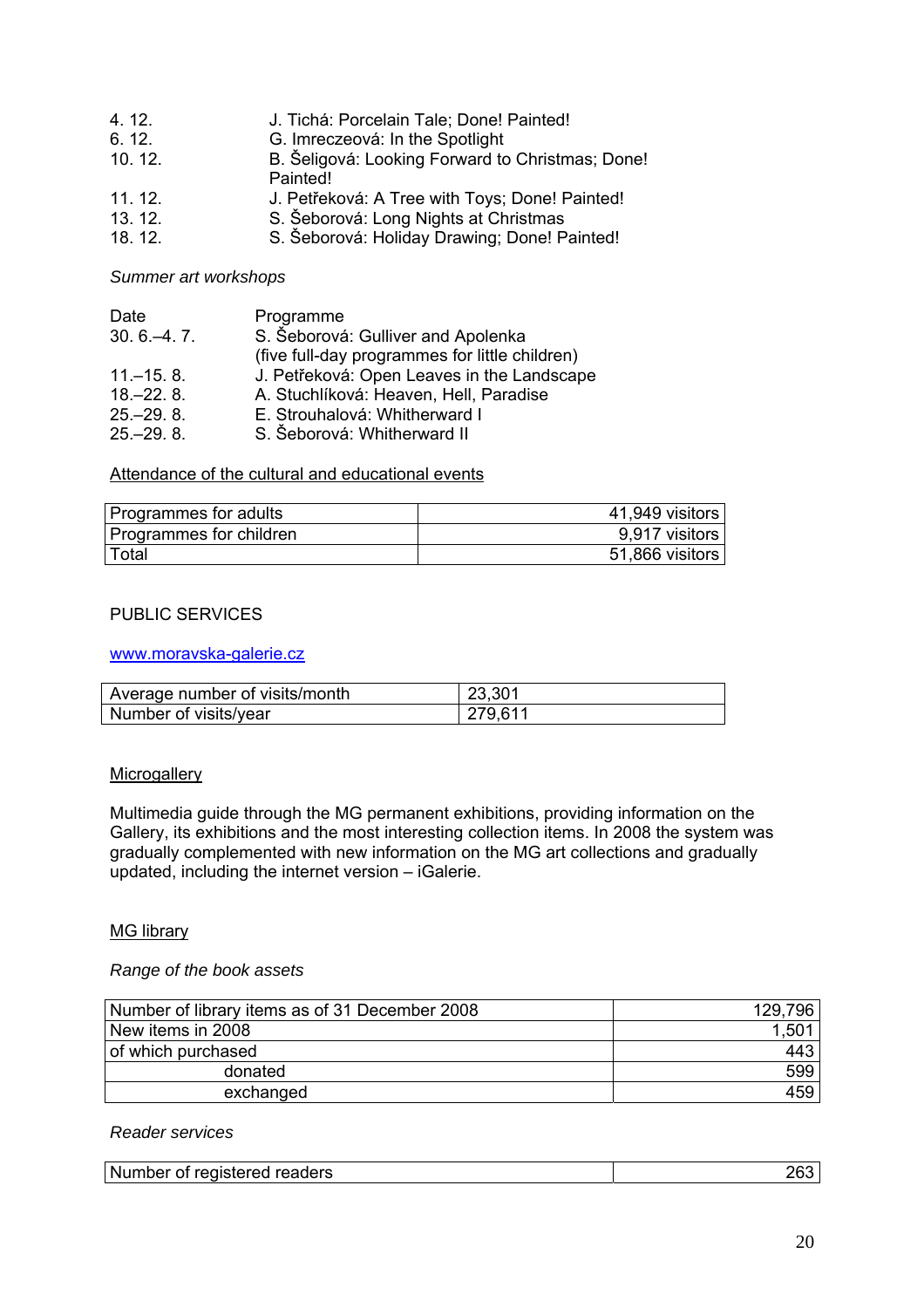| | |
|---|---|
| 4. 12. | J. Tichá: Porcelain Tale; Done! Painted! |
| 6. 12. | G. Imreczeová: In the Spotlight |
| 10. 12. | B. Šeligová: Looking Forward to Christmas; Done! Painted! |
| 11. 12. | J. Petřeková: A Tree with Toys; Done! Painted! |
| 13. 12. | S. Šeborová: Long Nights at Christmas |
| 18. 12. | S. Šeborová: Holiday Drawing; Done! Painted! |

*Summer art workshops*

| Date | Programme |
|---|---|
| 30. 6.–4. 7. | S. Šeborová: Gulliver and Apolenka (five full-day programmes for little children) |
| 11.–15. 8. | J. Petřeková: Open Leaves in the Landscape |
| 18.–22. 8. | A. Stuchlíková: Heaven, Hell, Paradise |
| 25.–29. 8. | E. Strouhalová: Whitherward I |
| 25.–29. 8. | S. Šeborová: Whitherward II |

Attendance of the cultural and educational events

| | |
|---|---|
| Programmes for adults | 41,949 visitors |
| Programmes for children | 9,917 visitors |
| Total | 51,866 visitors |

## PUBLIC SERVICES

www.moravska-galerie.cz

| | |
|---|---|
| Average number of visits/month | 23,301 |
| Number of visits/year | 279,611 |

### Microgallery

Multimedia guide through the MG permanent exhibitions, providing information on the Gallery, its exhibitions and the most interesting collection items. In 2008 the system was gradually complemented with new information on the MG art collections and gradually updated, including the internet version – iGalerie.

### MG library

*Range of the book assets*

| | |
|---|---|
| Number of library items as of 31 December 2008 | 129,796 |
| New items in 2008 | 1,501 |
| of which purchased | 443 |
| donated | 599 |
| exchanged | 459 |

*Reader services*

| | |
|---|---|
| Number of registered readers | 263 |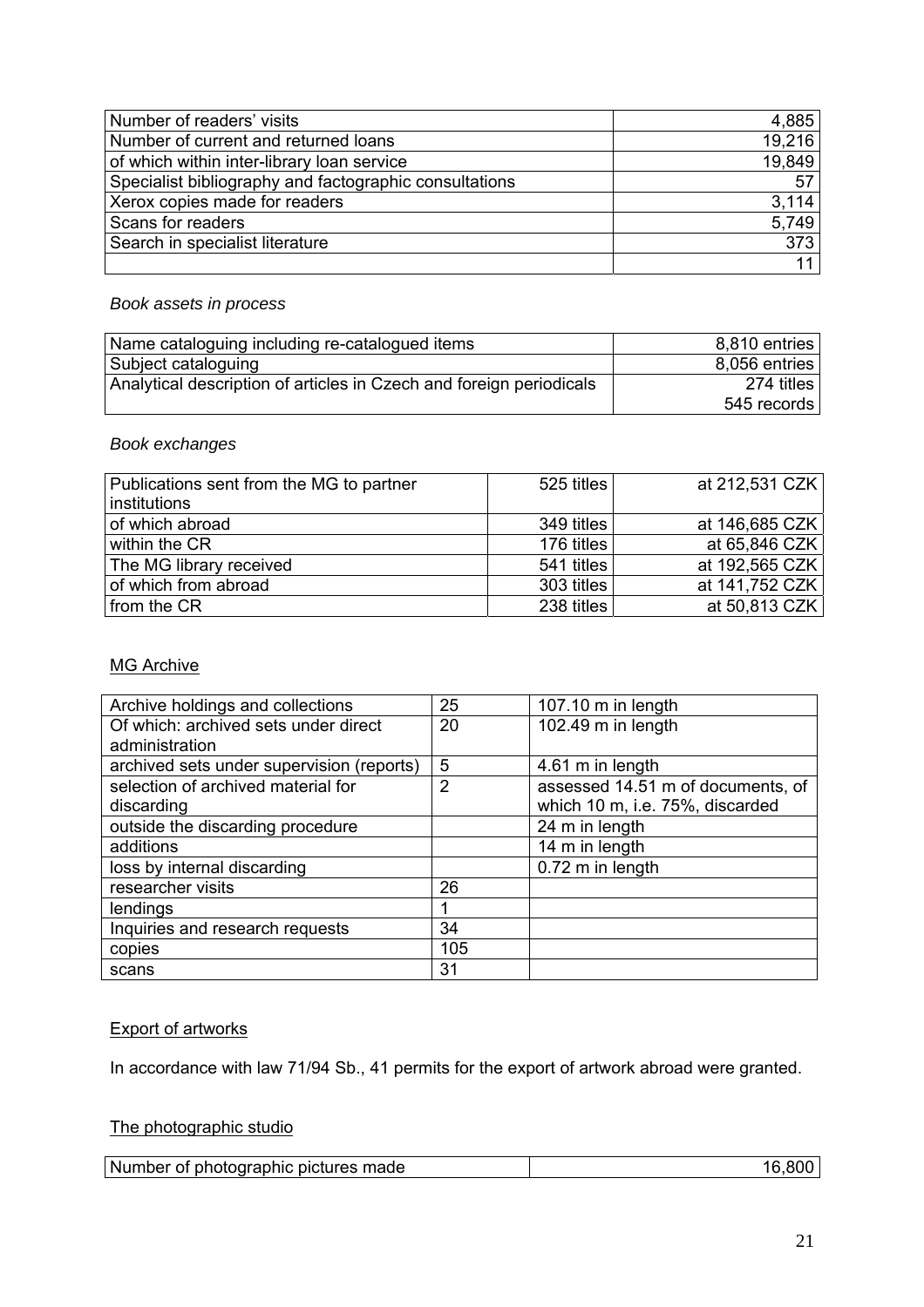| Number of readers' visits | 4,885 |
|---|---|
| Number of current and returned loans | 19,216 |
| of which within inter-library loan service | 19,849 |
| Specialist bibliography and factographic consultations | 57 |
| Xerox copies made for readers | 3,114 |
| Scans for readers | 5,749 |
| Search in specialist literature | 373 |
| | 11 |

*Book assets in process*

| Name cataloguing including re-catalogued items | 8,810 entries |
|---|---|
| Subject cataloguing | 8,056 entries |
| Analytical description of articles in Czech and foreign periodicals | 274 titles<br>545 records |

*Book exchanges*

| Publications sent from the MG to partner institutions | 525 titles | at 212,531 CZK |
|---|---|---|
| of which abroad | 349 titles | at 146,685 CZK |
| within the CR | 176 titles | at 65,846 CZK |
| The MG library received | 541 titles | at 192,565 CZK |
| of which from abroad | 303 titles | at 141,752 CZK |
| from the CR | 238 titles | at 50,813 CZK |

## MG Archive

| Archive holdings and collections | 25 | 107.10 m in length |
|---|---|---|
| Of which: archived sets under direct administration | 20 | 102.49 m in length |
| archived sets under supervision (reports) | 5 | 4.61 m in length |
| selection of archived material for discarding | 2 | assessed 14.51 m of documents, of which 10 m, i.e. 75%, discarded |
| outside the discarding procedure | | 24 m in length |
| additions | | 14 m in length |
| loss by internal discarding | | 0.72 m in length |
| researcher visits | 26 | |
| lendings | 1 | |
| Inquiries and research requests | 34 | |
| copies | 105 | |
| scans | 31 | |

## Export of artworks

In accordance with law 71/94 Sb., 41 permits for the export of artwork abroad were granted.

## The photographic studio

| Number of photographic pictures made | 16,800 |
|---|---|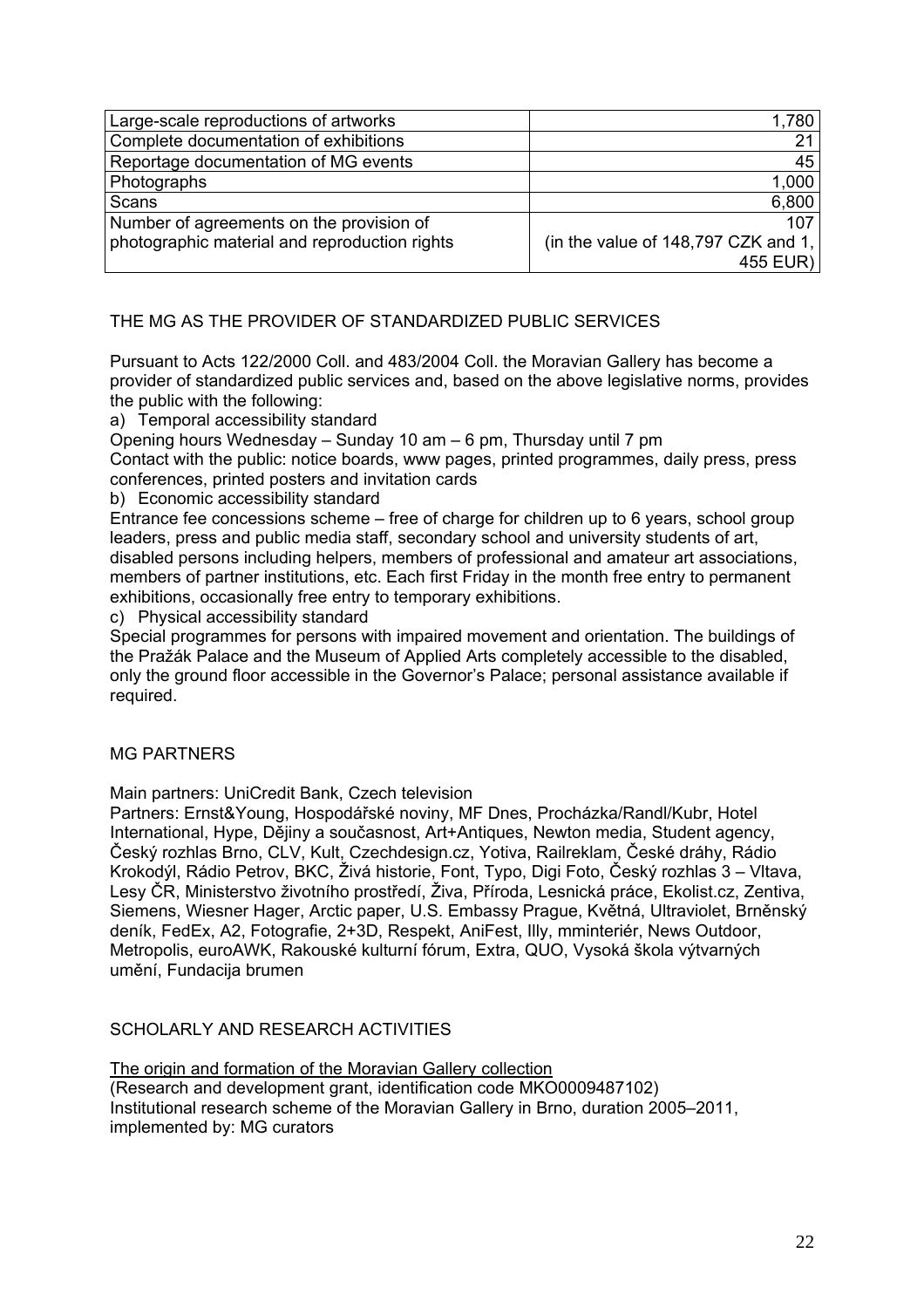| Large-scale reproductions of artworks | 1,780 |
|---|---|
| Complete documentation of exhibitions | 21 |
| Reportage documentation of MG events | 45 |
| Photographs | 1,000 |
| Scans | 6,800 |
| Number of agreements on the provision of photographic material and reproduction rights | 107 (in the value of 148,797 CZK and 1, 455 EUR) |

## THE MG AS THE PROVIDER OF STANDARDIZED PUBLIC SERVICES

Pursuant to Acts 122/2000 Coll. and 483/2004 Coll. the Moravian Gallery has become a provider of standardized public services and, based on the above legislative norms, provides the public with the following:

a) Temporal accessibility standard

Opening hours Wednesday – Sunday 10 am – 6 pm, Thursday until 7 pm

Contact with the public: notice boards, www pages, printed programmes, daily press, press conferences, printed posters and invitation cards

b) Economic accessibility standard

Entrance fee concessions scheme – free of charge for children up to 6 years, school group leaders, press and public media staff, secondary school and university students of art, disabled persons including helpers, members of professional and amateur art associations, members of partner institutions, etc. Each first Friday in the month free entry to permanent exhibitions, occasionally free entry to temporary exhibitions.

c) Physical accessibility standard

Special programmes for persons with impaired movement and orientation. The buildings of the Pražák Palace and the Museum of Applied Arts completely accessible to the disabled, only the ground floor accessible in the Governor's Palace; personal assistance available if required.

## MG PARTNERS

Main partners: UniCredit Bank, Czech television

Partners: Ernst&Young, Hospodářské noviny, MF Dnes, Procházka/Randl/Kubr, Hotel International, Hype, Dějiny a současnost, Art+Antiques, Newton media, Student agency, Český rozhlas Brno, CLV, Kult, Czechdesign.cz, Yotiva, Railreklam, České dráhy, Rádio Krokodýl, Rádio Petrov, BKC, Živá historie, Font, Typo, Digi Foto, Český rozhlas 3 – Vltava, Lesy ČR, Ministerstvo životního prostředí, Živa, Příroda, Lesnická práce, Ekolist.cz, Zentiva, Siemens, Wiesner Hager, Arctic paper, U.S. Embassy Prague, Květná, Ultraviolet, Brněnský deník, FedEx, A2, Fotografie, 2+3D, Respekt, AniFest, Illy, mminteriér, News Outdoor, Metropolis, euroAWK, Rakouské kulturní fórum, Extra, QUO, Vysoká škola výtvarných umění, Fundacija brumen

## SCHOLARLY AND RESEARCH ACTIVITIES

The origin and formation of the Moravian Gallery collection
(Research and development grant, identification code MKO0009487102)
Institutional research scheme of the Moravian Gallery in Brno, duration 2005–2011, implemented by: MG curators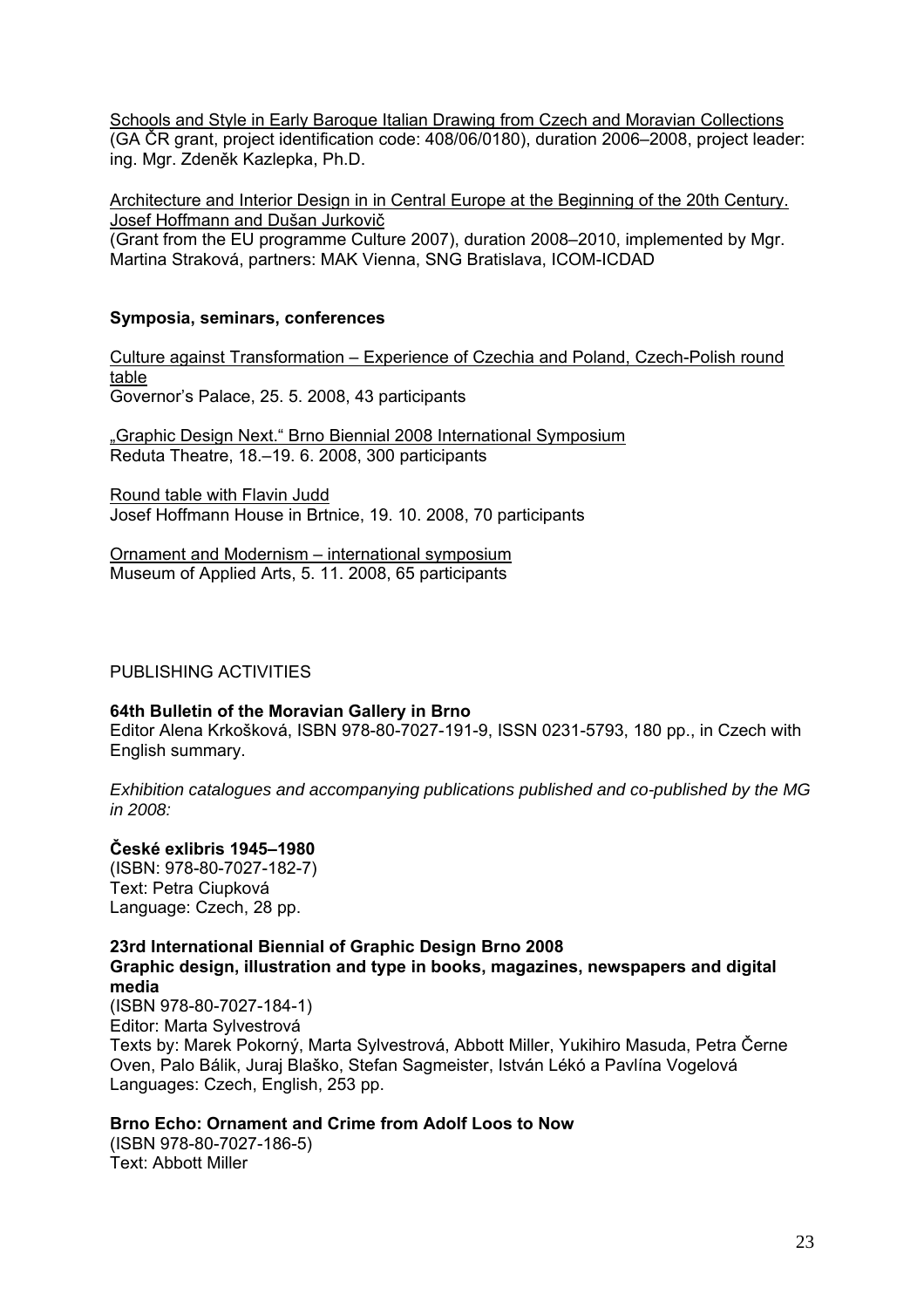Schools and Style in Early Baroque Italian Drawing from Czech and Moravian Collections
(GA ČR grant, project identification code: 408/06/0180), duration 2006–2008, project leader: ing. Mgr. Zdeněk Kazlepka, Ph.D.

Architecture and Interior Design in in Central Europe at the Beginning of the 20th Century. Josef Hoffmann and Dušan Jurkovič
(Grant from the EU programme Culture 2007), duration 2008–2010, implemented by Mgr. Martina Straková, partners: MAK Vienna, SNG Bratislava, ICOM-ICDAD

**Symposia, seminars, conferences**

Culture against Transformation – Experience of Czechia and Poland, Czech-Polish round table
Governor's Palace, 25. 5. 2008, 43 participants

„Graphic Design Next." Brno Biennial 2008 International Symposium
Reduta Theatre, 18.–19. 6. 2008, 300 participants

Round table with Flavin Judd
Josef Hoffmann House in Brtnice, 19. 10. 2008, 70 participants

Ornament and Modernism – international symposium
Museum of Applied Arts, 5. 11. 2008, 65 participants

PUBLISHING ACTIVITIES

**64th Bulletin of the Moravian Gallery in Brno**
Editor Alena Krkošková, ISBN 978-80-7027-191-9, ISSN 0231-5793, 180 pp., in Czech with English summary.

*Exhibition catalogues and accompanying publications published and co-published by the MG in 2008:*

**České exlibris 1945–1980**
(ISBN: 978-80-7027-182-7)
Text: Petra Ciupková
Language: Czech, 28 pp.

**23rd International Biennial of Graphic Design Brno 2008**
**Graphic design, illustration and type in books, magazines, newspapers and digital media**
(ISBN 978-80-7027-184-1)
Editor: Marta Sylvestrová
Texts by: Marek Pokorný, Marta Sylvestrová, Abbott Miller, Yukihiro Masuda, Petra Černe Oven, Palo Bálik, Juraj Blaško, Stefan Sagmeister, István Lékó a Pavlína Vogelová
Languages: Czech, English, 253 pp.

**Brno Echo: Ornament and Crime from Adolf Loos to Now**
(ISBN 978-80-7027-186-5)
Text: Abbott Miller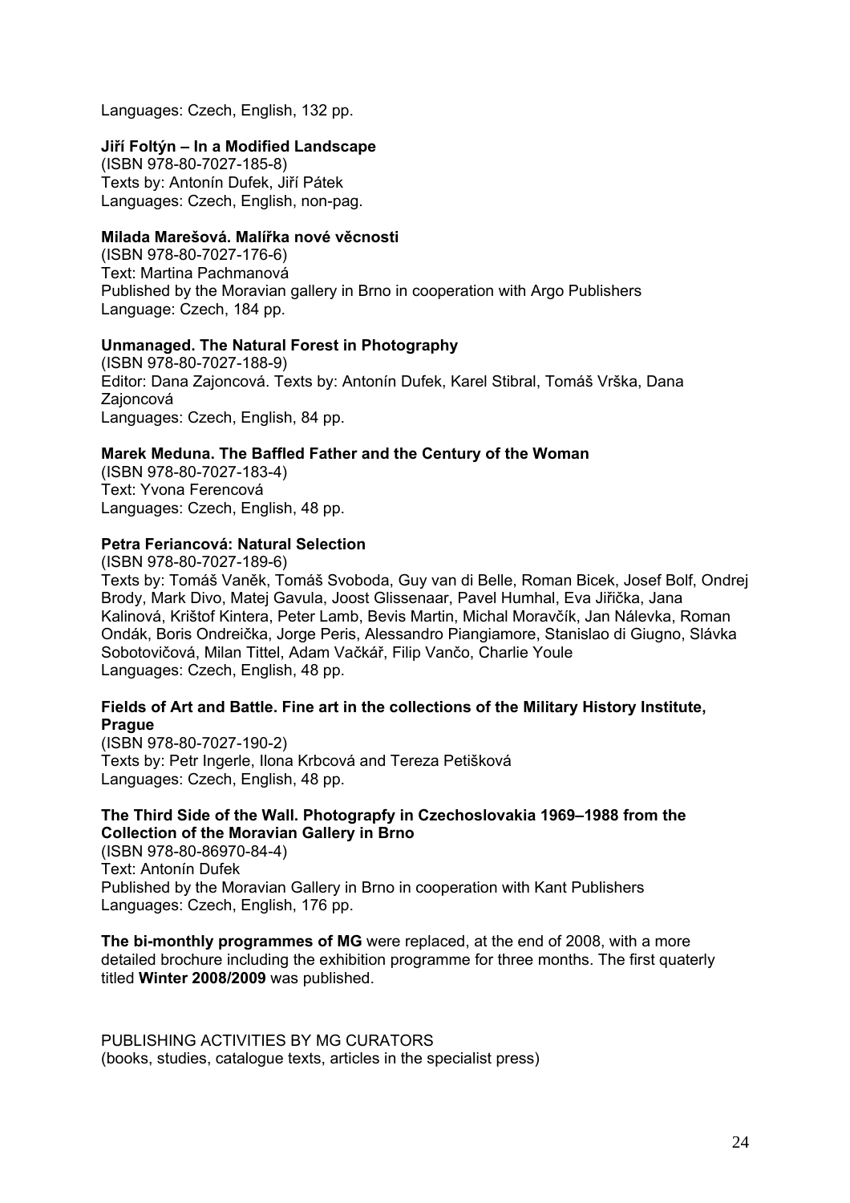Languages: Czech, English, 132 pp.

**Jiří Foltýn – In a Modified Landscape**
(ISBN 978-80-7027-185-8)
Texts by: Antonín Dufek, Jiří Pátek
Languages: Czech, English, non-pag.

**Milada Marešová. Malířka nové věcnosti**
(ISBN 978-80-7027-176-6)
Text: Martina Pachmanová
Published by the Moravian gallery in Brno in cooperation with Argo Publishers
Language: Czech, 184 pp.

**Unmanaged. The Natural Forest in Photography**
(ISBN 978-80-7027-188-9)
Editor: Dana Zajoncová. Texts by: Antonín Dufek, Karel Stibral, Tomáš Vrška, Dana Zajoncová
Languages: Czech, English, 84 pp.

**Marek Meduna. The Baffled Father and the Century of the Woman**
(ISBN 978-80-7027-183-4)
Text: Yvona Ferencová
Languages: Czech, English, 48 pp.

**Petra Feriancová: Natural Selection**
(ISBN 978-80-7027-189-6)
Texts by: Tomáš Vaněk, Tomáš Svoboda, Guy van di Belle, Roman Bicek, Josef Bolf, Ondrej Brody, Mark Divo, Matej Gavula, Joost Glissenaar, Pavel Humhal, Eva Jiřička, Jana Kalinová, Krištof Kintera, Peter Lamb, Bevis Martin, Michal Moravčík, Jan Nálevka, Roman Ondák, Boris Ondreička, Jorge Peris, Alessandro Piangiamore, Stanislao di Giugno, Slávka Sobotovičová, Milan Tittel, Adam Vačkář, Filip Vančo, Charlie Youle
Languages: Czech, English, 48 pp.

**Fields of Art and Battle. Fine art in the collections of the Military History Institute, Prague**
(ISBN 978-80-7027-190-2)
Texts by: Petr Ingerle, Ilona Krbcová and Tereza Petišková
Languages: Czech, English, 48 pp.

**The Third Side of the Wall. Photograpfy in Czechoslovakia 1969–1988 from the Collection of the Moravian Gallery in Brno**
(ISBN 978-80-86970-84-4)
Text: Antonín Dufek
Published by the Moravian Gallery in Brno in cooperation with Kant Publishers
Languages: Czech, English, 176 pp.

**The bi-monthly programmes of MG** were replaced, at the end of 2008, with a more detailed brochure including the exhibition programme for three months. The first quaterly titled **Winter 2008/2009** was published.

PUBLISHING ACTIVITIES BY MG CURATORS
(books, studies, catalogue texts, articles in the specialist press)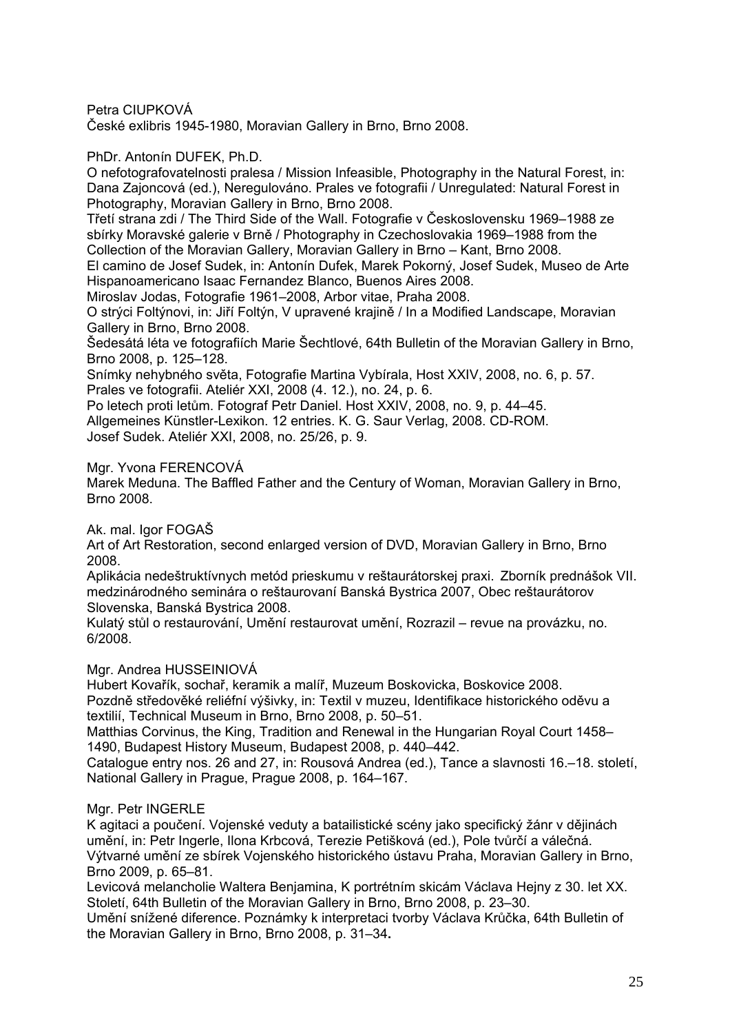Petra CIUPKOVÁ
České exlibris 1945-1980, Moravian Gallery in Brno, Brno 2008.

PhDr. Antonín DUFEK, Ph.D.
O nefotografovatelnosti pralesa / Mission Infeasible, Photography in the Natural Forest, in: Dana Zajoncová (ed.), Neregulováno. Prales ve fotografii / Unregulated: Natural Forest in Photography, Moravian Gallery in Brno, Brno 2008.
Třetí strana zdi / The Third Side of the Wall. Fotografie v Československu 1969–1988 ze sbírky Moravské galerie v Brně / Photography in Czechoslovakia 1969–1988 from the Collection of the Moravian Gallery, Moravian Gallery in Brno – Kant, Brno 2008.
El camino de Josef Sudek, in: Antonín Dufek, Marek Pokorný, Josef Sudek, Museo de Arte Hispanoamericano Isaac Fernandez Blanco, Buenos Aires 2008.
Miroslav Jodas, Fotografie 1961–2008, Arbor vitae, Praha 2008.
O strýci Foltýnovi, in: Jiří Foltýn, V upravené krajině / In a Modified Landscape, Moravian Gallery in Brno, Brno 2008.
Šedesátá léta ve fotografiích Marie Šechtlové, 64th Bulletin of the Moravian Gallery in Brno, Brno 2008, p. 125–128.
Snímky nehybného světa, Fotografie Martina Vybírala, Host XXIV, 2008, no. 6, p. 57.
Prales ve fotografii. Ateliér XXI, 2008 (4. 12.), no. 24, p. 6.
Po letech proti letům. Fotograf Petr Daniel. Host XXIV, 2008, no. 9, p. 44–45.
Allgemeines Künstler-Lexikon. 12 entries. K. G. Saur Verlag, 2008. CD-ROM.
Josef Sudek. Ateliér XXI, 2008, no. 25/26, p. 9.

Mgr. Yvona FERENCOVÁ
Marek Meduna. The Baffled Father and the Century of Woman, Moravian Gallery in Brno, Brno 2008.

Ak. mal. Igor FOGAŠ
Art of Art Restoration, second enlarged version of DVD, Moravian Gallery in Brno, Brno 2008.
Aplikácia nedeštruktívnych metód prieskumu v reštaurátorskej praxi. Zborník prednášok VII. medzinárodného seminára o reštaurovaní Banská Bystrica 2007, Obec reštaurátorov Slovenska, Banská Bystrica 2008.
Kulatý stůl o restaurování, Umění restaurovat umění, Rozrazil – revue na provázku, no. 6/2008.

Mgr. Andrea HUSSEINIOVÁ
Hubert Kovařík, sochař, keramik a malíř, Muzeum Boskovicka, Boskovice 2008.
Pozdně středověké reliéfní výšivky, in: Textil v muzeu, Identifikace historického oděvu a textilií, Technical Museum in Brno, Brno 2008, p. 50–51.
Matthias Corvinus, the King, Tradition and Renewal in the Hungarian Royal Court 1458–1490, Budapest History Museum, Budapest 2008, p. 440–442.
Catalogue entry nos. 26 and 27, in: Rousová Andrea (ed.), Tance a slavnosti 16.–18. století, National Gallery in Prague, Prague 2008, p. 164–167.

Mgr. Petr INGERLE
K agitaci a poučení. Vojenské veduty a batailistické scény jako specifický žánr v dějinách umění, in: Petr Ingerle, Ilona Krbcová, Terezie Petišková (ed.), Pole tvůrčí a válečná. Výtvarné umění ze sbírek Vojenského historického ústavu Praha, Moravian Gallery in Brno, Brno 2009, p. 65–81.
Levicová melancholie Waltera Benjamina, K portrétním skicám Václava Hejny z 30. let XX. Století, 64th Bulletin of the Moravian Gallery in Brno, Brno 2008, p. 23–30.
Umění snížené diference. Poznámky k interpretaci tvorby Václava Krůčka, 64th Bulletin of the Moravian Gallery in Brno, Brno 2008, p. 31–34.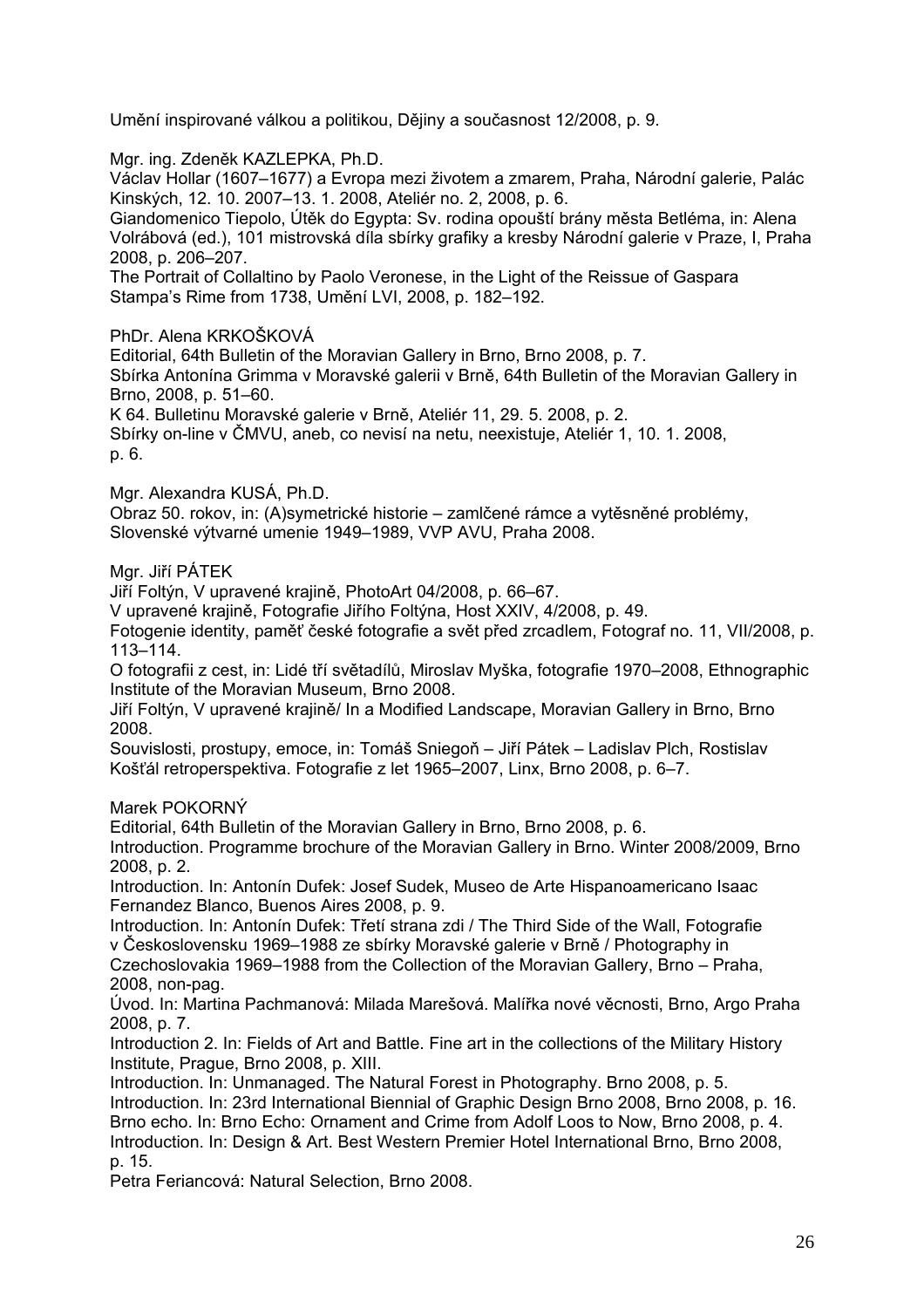Umění inspirované válkou a politikou, Dějiny a současnost 12/2008, p. 9.

Mgr. ing. Zdeněk KAZLEPKA, Ph.D.
Václav Hollar (1607–1677) a Evropa mezi životem a zmarem, Praha, Národní galerie, Palác Kinských, 12. 10. 2007–13. 1. 2008, Ateliér no. 2, 2008, p. 6.
Giandomenico Tiepolo, Útěk do Egypta: Sv. rodina opouští brány města Betléma, in: Alena Volrábová (ed.), 101 mistrovská díla sbírky grafiky a kresby Národní galerie v Praze, I, Praha 2008, p. 206–207.
The Portrait of Collaltino by Paolo Veronese, in the Light of the Reissue of Gaspara Stampa's Rime from 1738, Umění LVI, 2008, p. 182–192.

PhDr. Alena KRKOŠKOVÁ
Editorial, 64th Bulletin of the Moravian Gallery in Brno, Brno 2008, p. 7.
Sbírka Antonína Grimma v Moravské galerii v Brně, 64th Bulletin of the Moravian Gallery in Brno, 2008, p. 51–60.
K 64. Bulletinu Moravské galerie v Brně, Ateliér 11, 29. 5. 2008, p. 2.
Sbírky on-line v ČMVU, aneb, co nevisí na netu, neexistuje, Ateliér 1, 10. 1. 2008, p. 6.

Mgr. Alexandra KUSÁ, Ph.D.
Obraz 50. rokov, in: (A)symetrické historie – zamlčené rámce a vytěsněné problémy, Slovenské výtvarné umenie 1949–1989, VVP AVU, Praha 2008.

Mgr. Jiří PÁTEK
Jiří Foltýn, V upravené krajině, PhotoArt 04/2008, p. 66–67.
V upravené krajině, Fotografie Jiřího Foltýna, Host XXIV, 4/2008, p. 49.
Fotogenie identity, paměť české fotografie a svět před zrcadlem, Fotograf no. 11, VII/2008, p. 113–114.
O fotografii z cest, in: Lidé tří světadílů, Miroslav Myška, fotografie 1970–2008, Ethnographic Institute of the Moravian Museum, Brno 2008.
Jiří Foltýn, V upravené krajině/ In a Modified Landscape, Moravian Gallery in Brno, Brno 2008.
Souvislosti, prostupy, emoce, in: Tomáš Sniegoň – Jiří Pátek – Ladislav Plch, Rostislav Košťál retroperspektiva. Fotografie z let 1965–2007, Linx, Brno 2008, p. 6–7.

Marek POKORNÝ
Editorial, 64th Bulletin of the Moravian Gallery in Brno, Brno 2008, p. 6.
Introduction. Programme brochure of the Moravian Gallery in Brno. Winter 2008/2009, Brno 2008, p. 2.
Introduction. In: Antonín Dufek: Josef Sudek, Museo de Arte Hispanoamericano Isaac Fernandez Blanco, Buenos Aires 2008, p. 9.
Introduction. In: Antonín Dufek: Třetí strana zdi / The Third Side of the Wall, Fotografie v Československu 1969–1988 ze sbírky Moravské galerie v Brně / Photography in Czechoslovakia 1969–1988 from the Collection of the Moravian Gallery, Brno – Praha, 2008, non-pag.
Úvod. In: Martina Pachmanová: Milada Marešová. Malířka nové věcnosti, Brno, Argo Praha 2008, p. 7.
Introduction 2. In: Fields of Art and Battle. Fine art in the collections of the Military History Institute, Prague, Brno 2008, p. XIII.
Introduction. In: Unmanaged. The Natural Forest in Photography. Brno 2008, p. 5.
Introduction. In: 23rd International Biennial of Graphic Design Brno 2008, Brno 2008, p. 16.
Brno echo. In: Brno Echo: Ornament and Crime from Adolf Loos to Now, Brno 2008, p. 4.
Introduction. In: Design & Art. Best Western Premier Hotel International Brno, Brno 2008, p. 15.
Petra Feriancová: Natural Selection, Brno 2008.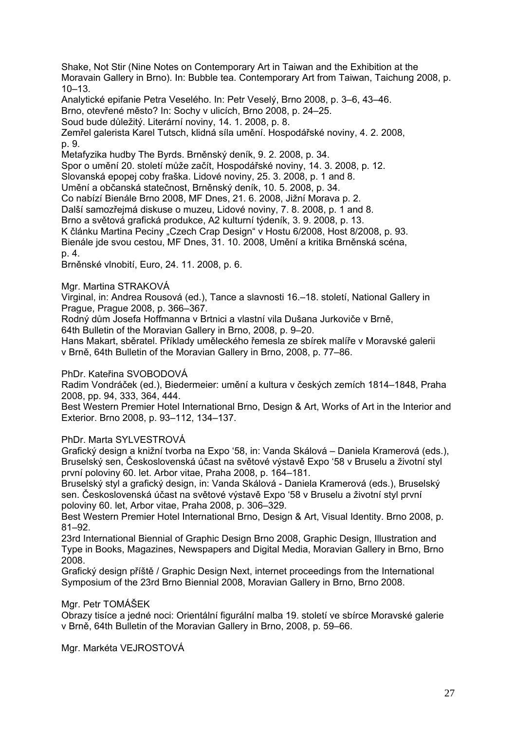Shake, Not Stir (Nine Notes on Contemporary Art in Taiwan and the Exhibition at the Moravain Gallery in Brno). In: Bubble tea. Contemporary Art from Taiwan, Taichung 2008, p. 10–13.
Analytické epifanie Petra Veselého. In: Petr Veselý, Brno 2008, p. 3–6, 43–46.
Brno, otevřené město? In: Sochy v ulicích, Brno 2008, p. 24–25.
Soud bude důležitý. Literární noviny, 14. 1. 2008, p. 8.
Zemřel galerista Karel Tutsch, klidná síla umění. Hospodářské noviny, 4. 2. 2008, p. 9.
Metafyzika hudby The Byrds. Brněnský deník, 9. 2. 2008, p. 34.
Spor o umění 20. století může začít, Hospodářské noviny, 14. 3. 2008, p. 12.
Slovanská epopej coby fraška. Lidové noviny, 25. 3. 2008, p. 1 and 8.
Umění a občanská statečnost, Brněnský deník, 10. 5. 2008, p. 34.
Co nabízí Bienále Brno 2008, MF Dnes, 21. 6. 2008, Jižní Morava p. 2.
Další samozřejmá diskuse o muzeu, Lidové noviny, 7. 8. 2008, p. 1 and 8.
Brno a světová grafická produkce, A2 kulturní týdeník, 3. 9. 2008, p. 13.
K článku Martina Peciny „Czech Crap Design" v Hostu 6/2008, Host 8/2008, p. 93.
Bienále jde svou cestou, MF Dnes, 31. 10. 2008, Umění a kritika Brněnská scéna, p. 4.
Brněnské vlnobití, Euro, 24. 11. 2008, p. 6.

Mgr. Martina STRAKOVÁ

Virginal, in: Andrea Rousová (ed.), Tance a slavnosti 16.–18. století, National Gallery in Prague, Prague 2008, p. 366–367.
Rodný dům Josefa Hoffmanna v Brtnici a vlastní vila Dušana Jurkoviče v Brně, 64th Bulletin of the Moravian Gallery in Brno, 2008, p. 9–20.
Hans Makart, sběratel. Příklady uměleckého řemesla ze sbírek malíře v Moravské galerii v Brně, 64th Bulletin of the Moravian Gallery in Brno, 2008, p. 77–86.

PhDr. Kateřina SVOBODOVÁ

Radim Vondráček (ed.), Biedermeier: umění a kultura v českých zemích 1814–1848, Praha 2008, pp. 94, 333, 364, 444.
Best Western Premier Hotel International Brno, Design & Art, Works of Art in the Interior and Exterior. Brno 2008, p. 93–112, 134–137.

PhDr. Marta SYLVESTROVÁ

Grafický design a knižní tvorba na Expo '58, in: Vanda Skálová – Daniela Kramerová (eds.), Bruselský sen, Československá účast na světové výstavě Expo '58 v Bruselu a životní styl první poloviny 60. let. Arbor vitae, Praha 2008, p. 164–181.
Bruselský styl a grafický design, in: Vanda Skálová - Daniela Kramerová (eds.), Bruselský sen. Československá účast na světové výstavě Expo '58 v Bruselu a životní styl první poloviny 60. let, Arbor vitae, Praha 2008, p. 306–329.
Best Western Premier Hotel International Brno, Design & Art, Visual Identity. Brno 2008, p. 81–92.
23rd International Biennial of Graphic Design Brno 2008, Graphic Design, Illustration and Type in Books, Magazines, Newspapers and Digital Media, Moravian Gallery in Brno, Brno 2008.
Grafický design příště / Graphic Design Next, internet proceedings from the International Symposium of the 23rd Brno Biennial 2008, Moravian Gallery in Brno, Brno 2008.

Mgr. Petr TOMÁŠEK

Obrazy tisíce a jedné noci: Orientální figurální malba 19. století ve sbírce Moravské galerie v Brně, 64th Bulletin of the Moravian Gallery in Brno, 2008, p. 59–66.

Mgr. Markéta VEJROSTOVÁ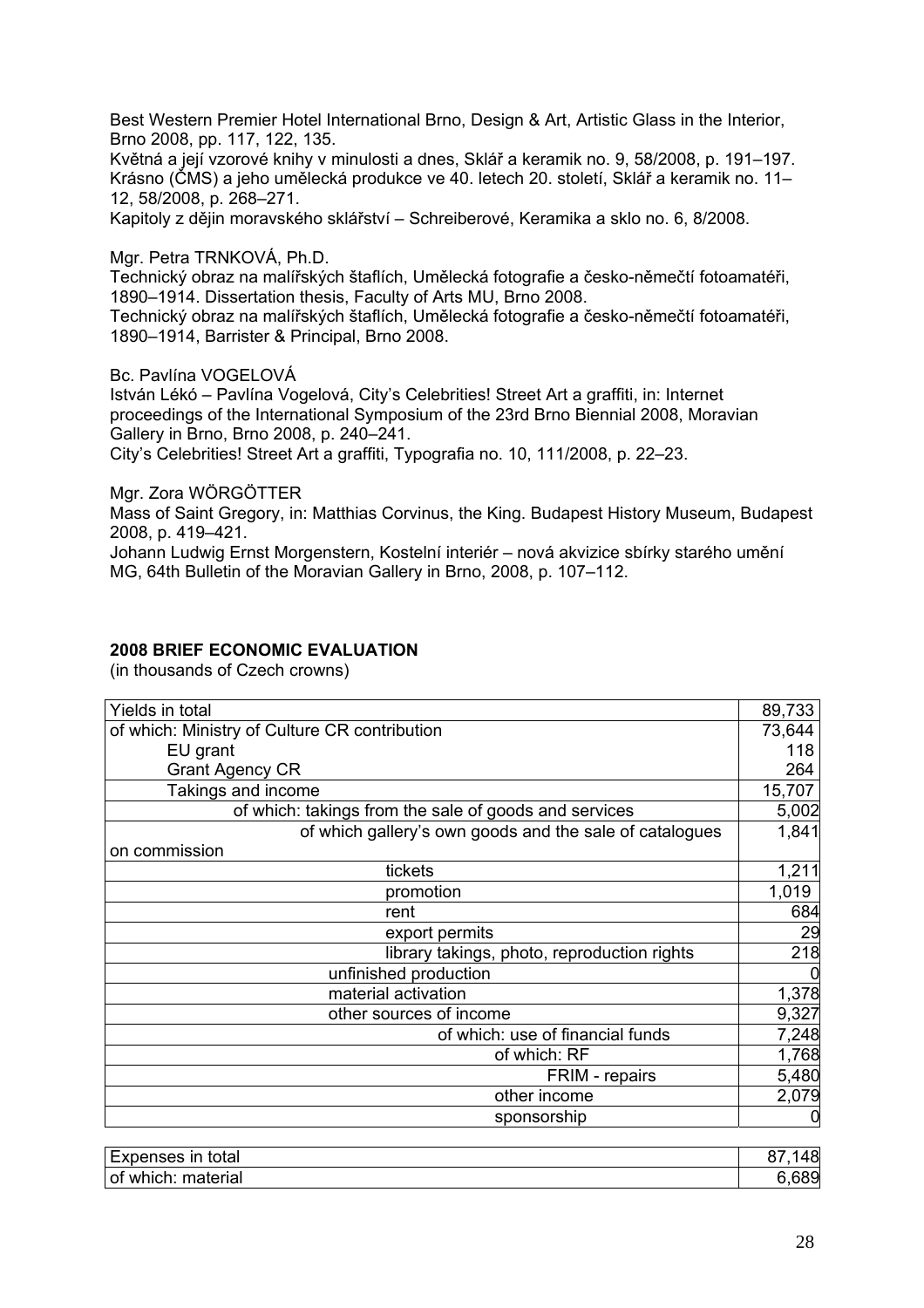Best Western Premier Hotel International Brno, Design & Art, Artistic Glass in the Interior, Brno 2008, pp. 117, 122, 135.
Květná a její vzorové knihy v minulosti a dnes, Sklář a keramik no. 9, 58/2008, p. 191–197.
Krásno (ČMS) a jeho umělecká produkce ve 40. letech 20. století, Sklář a keramik no. 11–12, 58/2008, p. 268–271.
Kapitoly z dějin moravského sklářství – Schreiberové, Keramika a sklo no. 6, 8/2008.

Mgr. Petra TRNKOVÁ, Ph.D.
Technický obraz na malířských štaflích, Umělecká fotografie a česko-němečtí fotoamatéři, 1890–1914. Dissertation thesis, Faculty of Arts MU, Brno 2008.
Technický obraz na malířských štaflích, Umělecká fotografie a česko-němečtí fotoamatéři, 1890–1914, Barrister & Principal, Brno 2008.

Bc. Pavlína VOGELOVÁ
István Lékó – Pavlína Vogelová, City's Celebrities! Street Art a graffiti, in: Internet proceedings of the International Symposium of the 23rd Brno Biennial 2008, Moravian Gallery in Brno, Brno 2008, p. 240–241.
City's Celebrities! Street Art a graffiti, Typografia no. 10, 111/2008, p. 22–23.

Mgr. Zora WÖRGÖTTER
Mass of Saint Gregory, in: Matthias Corvinus, the King. Budapest History Museum, Budapest 2008, p. 419–421.
Johann Ludwig Ernst Morgenstern, Kostelní interiér – nová akvizice sbírky starého umění MG, 64th Bulletin of the Moravian Gallery in Brno, 2008, p. 107–112.

**2008 BRIEF ECONOMIC EVALUATION**
(in thousands of Czech crowns)

| | |
|---|---|
| Yields in total | 89,733 |
| of which: Ministry of Culture CR contribution | 73,644 |
| EU grant | 118 |
| Grant Agency CR | 264 |
| Takings and income | 15,707 |
| of which: takings from the sale of goods and services | 5,002 |
| of which gallery's own goods and the sale of catalogues on commission | 1,841 |
| tickets | 1,211 |
| promotion | 1,019 |
| rent | 684 |
| export permits | 29 |
| library takings, photo, reproduction rights | 218 |
| unfinished production | 0 |
| material activation | 1,378 |
| other sources of income | 9,327 |
| of which: use of financial funds | 7,248 |
| of which: RF | 1,768 |
| FRIM - repairs | 5,480 |
| other income | 2,079 |
| sponsorship | 0 |

| | |
|---|---|
| Expenses in total | 87,148 |
| of which: material | 6,689 |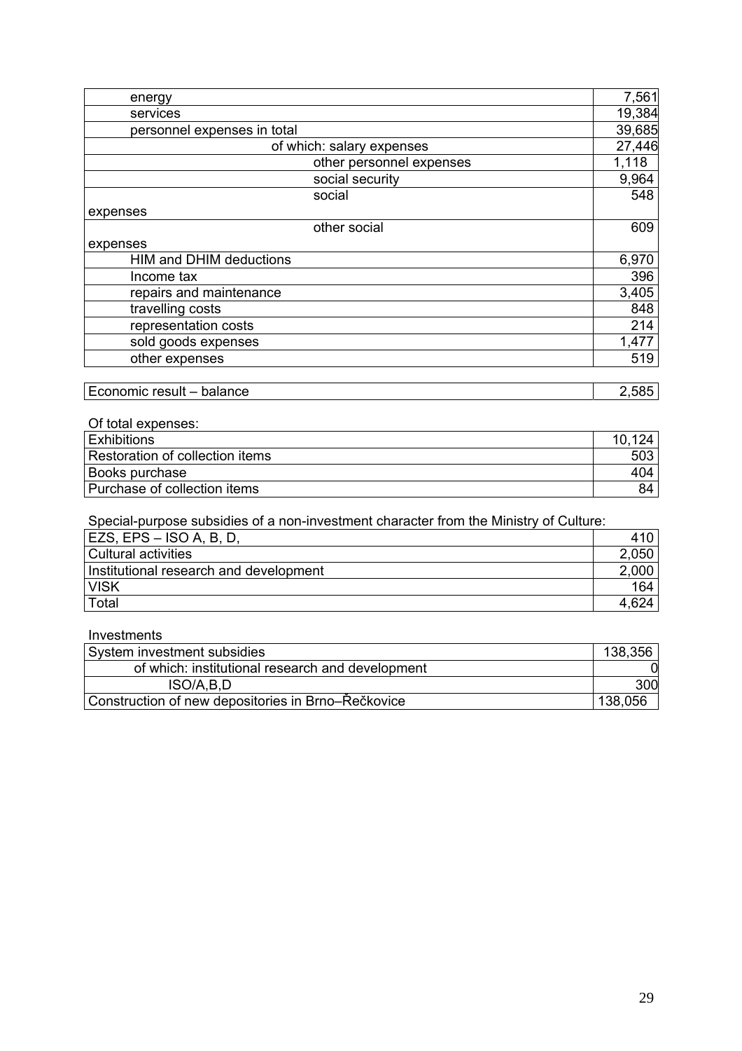| | |
|---|---|
| energy | 7,561 |
| services | 19,384 |
| personnel expenses in total | 39,685 |
| of which: salary expenses | 27,446 |
| other personnel expenses | 1,118 |
| social security | 9,964 |
| social expenses | 548 |
| other social expenses | 609 |
| HIM and DHIM deductions | 6,970 |
| Income tax | 396 |
| repairs and maintenance | 3,405 |
| travelling costs | 848 |
| representation costs | 214 |
| sold goods expenses | 1,477 |
| other expenses | 519 |

| | |
|---|---|
| Economic result – balance | 2,585 |

Of total expenses:

| | |
|---|---|
| Exhibitions | 10,124 |
| Restoration of collection items | 503 |
| Books purchase | 404 |
| Purchase of collection items | 84 |

Special-purpose subsidies of a non-investment character from the Ministry of Culture:

| | |
|---|---|
| EZS, EPS – ISO A, B, D, | 410 |
| Cultural activities | 2,050 |
| Institutional research and development | 2,000 |
| VISK | 164 |
| Total | 4,624 |

Investments

| | |
|---|---|
| System investment subsidies | 138,356 |
| of which: institutional research and development | 0 |
| ISO/A,B,D | 300 |
| Construction of new depositories in Brno–Řečkovice | 138,056 |